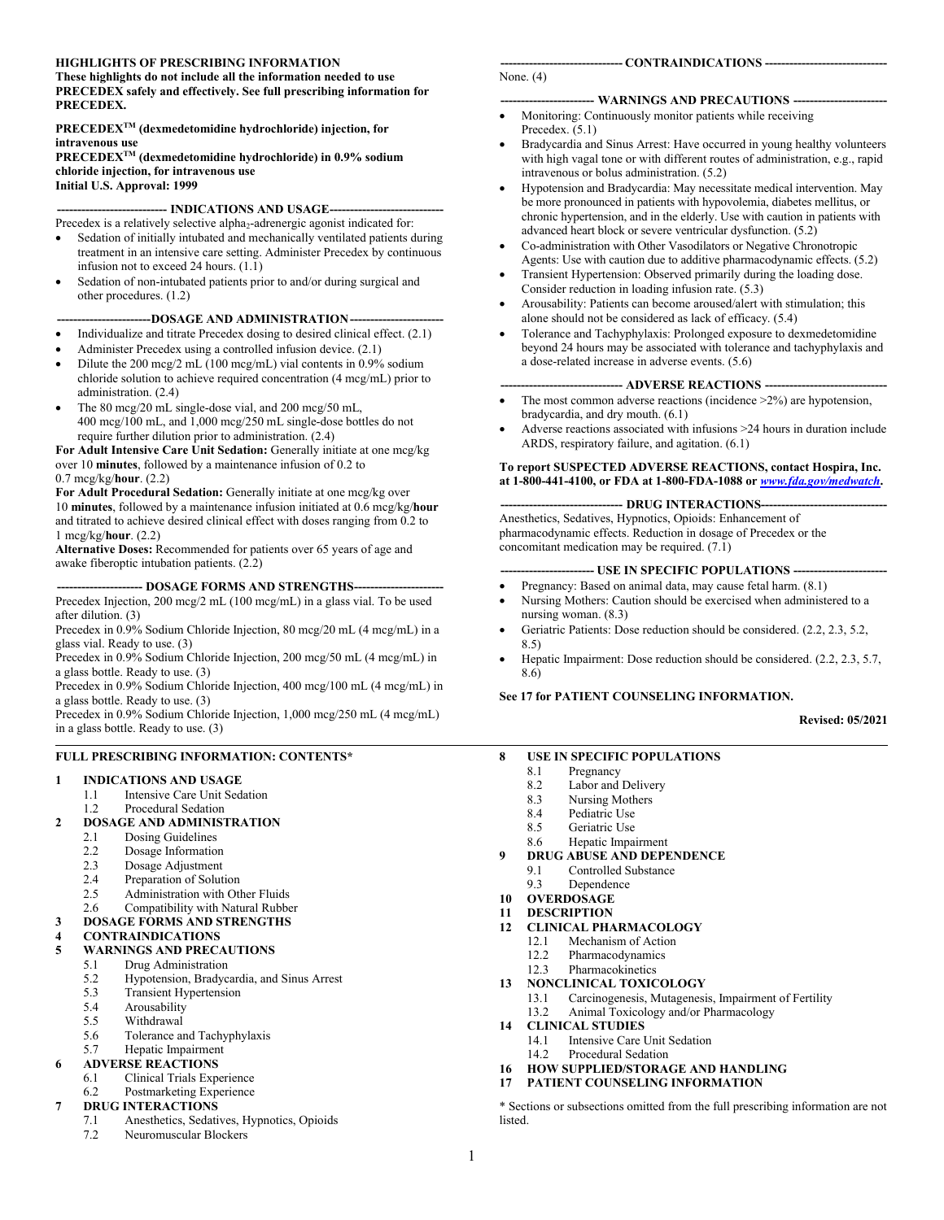**HIGHLIGHTS OF PRESCRIBING INFORMATION**
**These highlights do not include all the information needed to use PRECEDEX safely and effectively. See full prescribing information for PRECEDEX.**

**PRECEDEX™ (dexmedetomidine hydrochloride) injection, for intravenous use**
**PRECEDEX™ (dexmedetomidine hydrochloride) in 0.9% sodium chloride injection, for intravenous use**
**Initial U.S. Approval: 1999**

**--------------------------- INDICATIONS AND USAGE---------------------------**

Precedex is a relatively selective alpha$_2$-adrenergic agonist indicated for:

- Sedation of initially intubated and mechanically ventilated patients during treatment in an intensive care setting. Administer Precedex by continuous infusion not to exceed 24 hours. (1.1)
- Sedation of non-intubated patients prior to and/or during surgical and other procedures. (1.2)

**-----------------------DOSAGE AND ADMINISTRATION-----------------------**

- Individualize and titrate Precedex dosing to desired clinical effect. (2.1)
- Administer Precedex using a controlled infusion device. (2.1)
- Dilute the 200 mcg/2 mL (100 mcg/mL) vial contents in 0.9% sodium chloride solution to achieve required concentration (4 mcg/mL) prior to administration. (2.4)
- The 80 mcg/20 mL single-dose vial, and 200 mcg/50 mL, 400 mcg/100 mL, and 1,000 mcg/250 mL single-dose bottles do not require further dilution prior to administration. (2.4)

**For Adult Intensive Care Unit Sedation:** Generally initiate at one mcg/kg over 10 **minutes**, followed by a maintenance infusion of 0.2 to 0.7 mcg/kg/**hour**. (2.2)

**For Adult Procedural Sedation:** Generally initiate at one mcg/kg over 10 **minutes**, followed by a maintenance infusion initiated at 0.6 mcg/kg/**hour** and titrated to achieve desired clinical effect with doses ranging from 0.2 to 1 mcg/kg/**hour**. (2.2)

**Alternative Doses:** Recommended for patients over 65 years of age and awake fiberoptic intubation patients. (2.2)

**--------------------- DOSAGE FORMS AND STRENGTHS----------------------**

Precedex Injection, 200 mcg/2 mL (100 mcg/mL) in a glass vial. To be used after dilution. (3)

Precedex in 0.9% Sodium Chloride Injection, 80 mcg/20 mL (4 mcg/mL) in a glass vial. Ready to use. (3)

Precedex in 0.9% Sodium Chloride Injection, 200 mcg/50 mL (4 mcg/mL) in a glass bottle. Ready to use. (3)

Precedex in 0.9% Sodium Chloride Injection, 400 mcg/100 mL (4 mcg/mL) in a glass bottle. Ready to use. (3)

Precedex in 0.9% Sodium Chloride Injection, 1,000 mcg/250 mL (4 mcg/mL) in a glass bottle. Ready to use. (3)

**------------------------------ CONTRAINDICATIONS ------------------------------**

None. (4)

**----------------------- WARNINGS AND PRECAUTIONS -----------------------**

- Monitoring: Continuously monitor patients while receiving Precedex. (5.1)
- Bradycardia and Sinus Arrest: Have occurred in young healthy volunteers with high vagal tone or with different routes of administration, e.g., rapid intravenous or bolus administration. (5.2)
- Hypotension and Bradycardia: May necessitate medical intervention. May be more pronounced in patients with hypovolemia, diabetes mellitus, or chronic hypertension, and in the elderly. Use with caution in patients with advanced heart block or severe ventricular dysfunction. (5.2)
- Co-administration with Other Vasodilators or Negative Chronotropic Agents: Use with caution due to additive pharmacodynamic effects. (5.2)
- Transient Hypertension: Observed primarily during the loading dose. Consider reduction in loading infusion rate. (5.3)
- Arousability: Patients can become aroused/alert with stimulation; this alone should not be considered as lack of efficacy. (5.4)
- Tolerance and Tachyphylaxis: Prolonged exposure to dexmedetomidine beyond 24 hours may be associated with tolerance and tachyphylaxis and a dose-related increase in adverse events. (5.6)

**------------------------------ ADVERSE REACTIONS ------------------------------**

- The most common adverse reactions (incidence >2%) are hypotension, bradycardia, and dry mouth. (6.1)
- Adverse reactions associated with infusions >24 hours in duration include ARDS, respiratory failure, and agitation. (6.1)

**To report SUSPECTED ADVERSE REACTIONS, contact Hospira, Inc. at 1-800-441-4100, or FDA at 1-800-FDA-1088 or *www.fda.gov/medwatch*.**

**------------------------------ DRUG INTERACTIONS-------------------------------**

Anesthetics, Sedatives, Hypnotics, Opioids: Enhancement of pharmacodynamic effects. Reduction in dosage of Precedex or the concomitant medication may be required. (7.1)

**----------------------- USE IN SPECIFIC POPULATIONS -----------------------**

- Pregnancy: Based on animal data, may cause fetal harm. (8.1)
- Nursing Mothers: Caution should be exercised when administered to a nursing woman. (8.3)
- Geriatric Patients: Dose reduction should be considered. (2.2, 2.3, 5.2, 8.5)
- Hepatic Impairment: Dose reduction should be considered. (2.2, 2.3, 5.7, 8.6)

**See 17 for PATIENT COUNSELING INFORMATION.**

**Revised: 05/2021**

**FULL PRESCRIBING INFORMATION: CONTENTS***

**1 INDICATIONS AND USAGE**
  1.1 Intensive Care Unit Sedation
  1.2 Procedural Sedation
**2 DOSAGE AND ADMINISTRATION**
  2.1 Dosing Guidelines
  2.2 Dosage Information
  2.3 Dosage Adjustment
  2.4 Preparation of Solution
  2.5 Administration with Other Fluids
  2.6 Compatibility with Natural Rubber
**3 DOSAGE FORMS AND STRENGTHS**
**4 CONTRAINDICATIONS**
**5 WARNINGS AND PRECAUTIONS**
  5.1 Drug Administration
  5.2 Hypotension, Bradycardia, and Sinus Arrest
  5.3 Transient Hypertension
  5.4 Arousability
  5.5 Withdrawal
  5.6 Tolerance and Tachyphylaxis
  5.7 Hepatic Impairment
**6 ADVERSE REACTIONS**
  6.1 Clinical Trials Experience
  6.2 Postmarketing Experience
**7 DRUG INTERACTIONS**
  7.1 Anesthetics, Sedatives, Hypnotics, Opioids
  7.2 Neuromuscular Blockers
**8 USE IN SPECIFIC POPULATIONS**
  8.1 Pregnancy
  8.2 Labor and Delivery
  8.3 Nursing Mothers
  8.4 Pediatric Use
  8.5 Geriatric Use
  8.6 Hepatic Impairment
**9 DRUG ABUSE AND DEPENDENCE**
  9.1 Controlled Substance
  9.3 Dependence
**10 OVERDOSAGE**
**11 DESCRIPTION**
**12 CLINICAL PHARMACOLOGY**
  12.1 Mechanism of Action
  12.2 Pharmacodynamics
  12.3 Pharmacokinetics
**13 NONCLINICAL TOXICOLOGY**
  13.1 Carcinogenesis, Mutagenesis, Impairment of Fertility
  13.2 Animal Toxicology and/or Pharmacology
**14 CLINICAL STUDIES**
  14.1 Intensive Care Unit Sedation
  14.2 Procedural Sedation
**16 HOW SUPPLIED/STORAGE AND HANDLING**
**17 PATIENT COUNSELING INFORMATION**

* Sections or subsections omitted from the full prescribing information are not listed.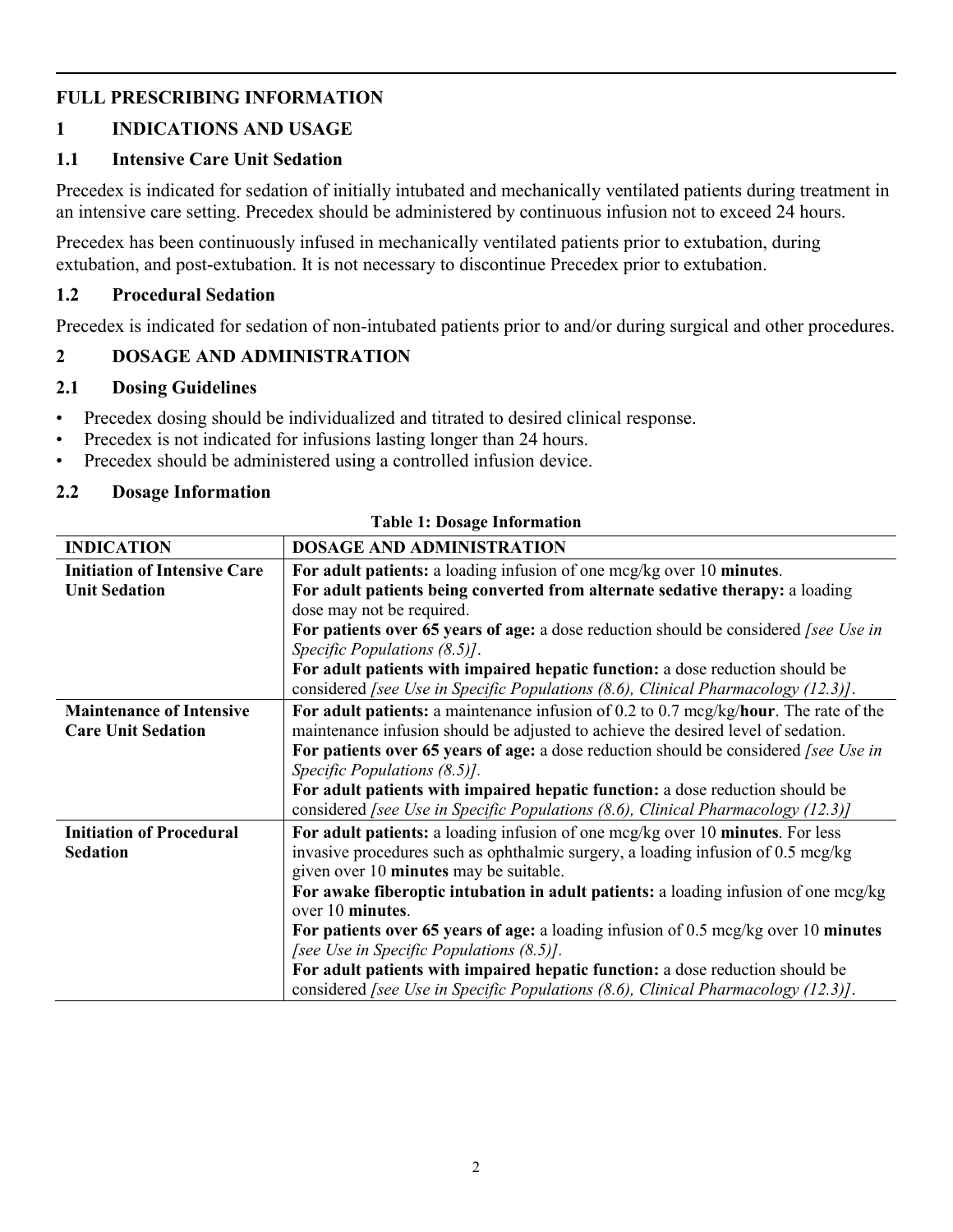## FULL PRESCRIBING INFORMATION

## 1 INDICATIONS AND USAGE

### 1.1 Intensive Care Unit Sedation

Precedex is indicated for sedation of initially intubated and mechanically ventilated patients during treatment in an intensive care setting. Precedex should be administered by continuous infusion not to exceed 24 hours.

Precedex has been continuously infused in mechanically ventilated patients prior to extubation, during extubation, and post-extubation. It is not necessary to discontinue Precedex prior to extubation.

### 1.2 Procedural Sedation

Precedex is indicated for sedation of non-intubated patients prior to and/or during surgical and other procedures.

## 2 DOSAGE AND ADMINISTRATION

### 2.1 Dosing Guidelines

- Precedex dosing should be individualized and titrated to desired clinical response.
- Precedex is not indicated for infusions lasting longer than 24 hours.
- Precedex should be administered using a controlled infusion device.

### 2.2 Dosage Information

**Table 1: Dosage Information**

| INDICATION | DOSAGE AND ADMINISTRATION |
|---|---|
| **Initiation of Intensive Care Unit Sedation** | **For adult patients:** a loading infusion of one mcg/kg over 10 **minutes**.<br>**For adult patients being converted from alternate sedative therapy:** a loading dose may not be required.<br>**For patients over 65 years of age:** a dose reduction should be considered *[see Use in Specific Populations (8.5)]*.<br>**For adult patients with impaired hepatic function:** a dose reduction should be considered *[see Use in Specific Populations (8.6), Clinical Pharmacology (12.3)]*. |
| **Maintenance of Intensive Care Unit Sedation** | **For adult patients:** a maintenance infusion of 0.2 to 0.7 mcg/kg/**hour**. The rate of the maintenance infusion should be adjusted to achieve the desired level of sedation.<br>**For patients over 65 years of age:** a dose reduction should be considered *[see Use in Specific Populations (8.5)]*.<br>**For adult patients with impaired hepatic function:** a dose reduction should be considered *[see Use in Specific Populations (8.6), Clinical Pharmacology (12.3)]* |
| **Initiation of Procedural Sedation** | **For adult patients:** a loading infusion of one mcg/kg over 10 **minutes**. For less invasive procedures such as ophthalmic surgery, a loading infusion of 0.5 mcg/kg given over 10 **minutes** may be suitable.<br>**For awake fiberoptic intubation in adult patients:** a loading infusion of one mcg/kg over 10 **minutes**.<br>**For patients over 65 years of age:** a loading infusion of 0.5 mcg/kg over 10 **minutes** *[see Use in Specific Populations (8.5)]*.<br>**For adult patients with impaired hepatic function:** a dose reduction should be considered *[see Use in Specific Populations (8.6), Clinical Pharmacology (12.3)]*. |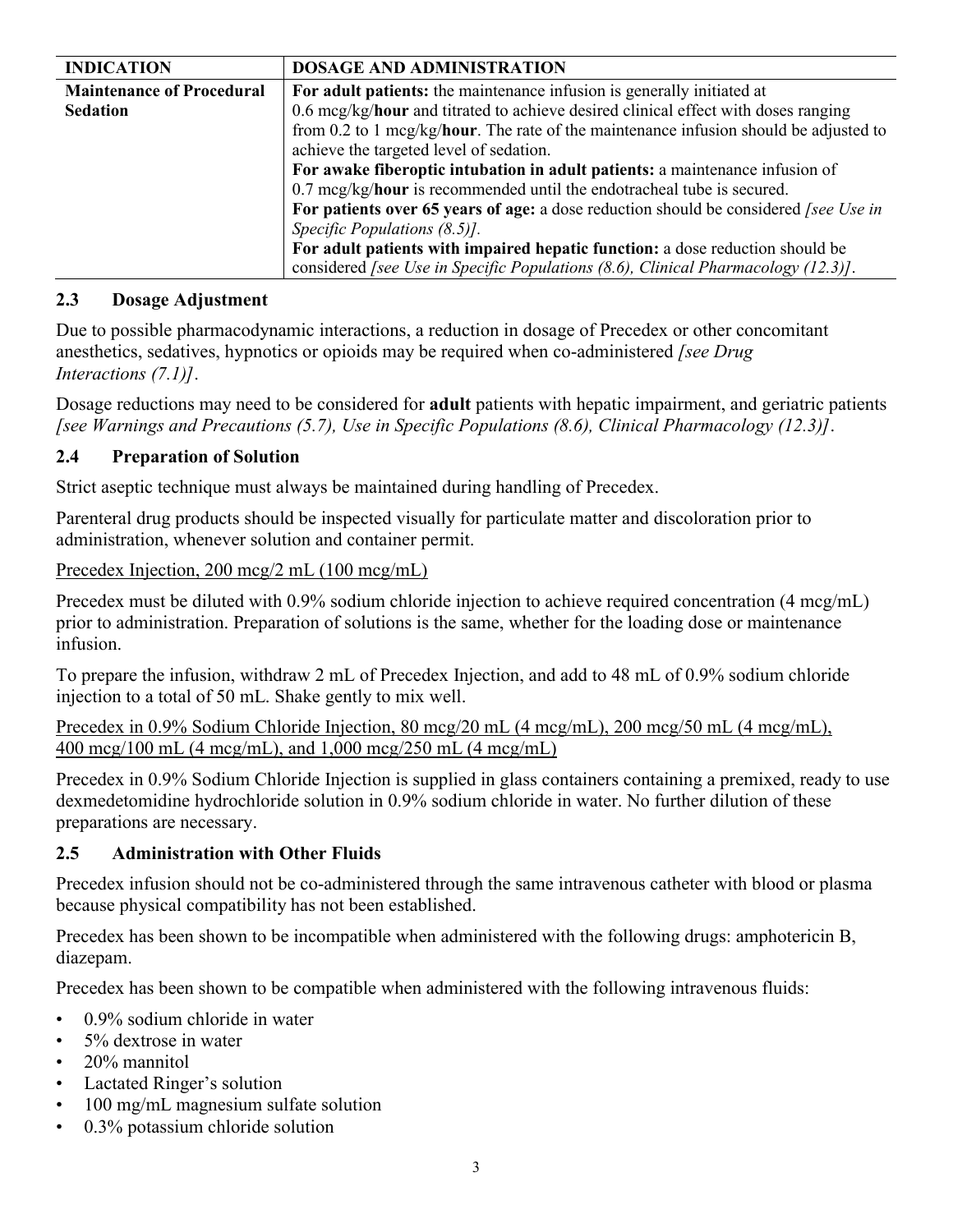| INDICATION | DOSAGE AND ADMINISTRATION |
|---|---|
| **Maintenance of Procedural Sedation** | **For adult patients:** the maintenance infusion is generally initiated at 0.6 mcg/kg/**hour** and titrated to achieve desired clinical effect with doses ranging from 0.2 to 1 mcg/kg/**hour**. The rate of the maintenance infusion should be adjusted to achieve the targeted level of sedation.<br>**For awake fiberoptic intubation in adult patients:** a maintenance infusion of 0.7 mcg/kg/**hour** is recommended until the endotracheal tube is secured.<br>**For patients over 65 years of age:** a dose reduction should be considered *[see Use in Specific Populations (8.5)].*<br>**For adult patients with impaired hepatic function:** a dose reduction should be considered *[see Use in Specific Populations (8.6), Clinical Pharmacology (12.3)]*. |

### 2.3 Dosage Adjustment

Due to possible pharmacodynamic interactions, a reduction in dosage of Precedex or other concomitant anesthetics, sedatives, hypnotics or opioids may be required when co-administered *[see Drug Interactions (7.1)]*.

Dosage reductions may need to be considered for **adult** patients with hepatic impairment, and geriatric patients *[see Warnings and Precautions (5.7), Use in Specific Populations (8.6), Clinical Pharmacology (12.3)]*.

### 2.4 Preparation of Solution

Strict aseptic technique must always be maintained during handling of Precedex.

Parenteral drug products should be inspected visually for particulate matter and discoloration prior to administration, whenever solution and container permit.

Precedex Injection, 200 mcg/2 mL (100 mcg/mL)

Precedex must be diluted with 0.9% sodium chloride injection to achieve required concentration (4 mcg/mL) prior to administration. Preparation of solutions is the same, whether for the loading dose or maintenance infusion.

To prepare the infusion, withdraw 2 mL of Precedex Injection, and add to 48 mL of 0.9% sodium chloride injection to a total of 50 mL. Shake gently to mix well.

Precedex in 0.9% Sodium Chloride Injection, 80 mcg/20 mL (4 mcg/mL), 200 mcg/50 mL (4 mcg/mL), 400 mcg/100 mL (4 mcg/mL), and 1,000 mcg/250 mL (4 mcg/mL)

Precedex in 0.9% Sodium Chloride Injection is supplied in glass containers containing a premixed, ready to use dexmedetomidine hydrochloride solution in 0.9% sodium chloride in water. No further dilution of these preparations are necessary.

### 2.5 Administration with Other Fluids

Precedex infusion should not be co-administered through the same intravenous catheter with blood or plasma because physical compatibility has not been established.

Precedex has been shown to be incompatible when administered with the following drugs: amphotericin B, diazepam.

Precedex has been shown to be compatible when administered with the following intravenous fluids:

- 0.9% sodium chloride in water
- 5% dextrose in water
- 20% mannitol
- Lactated Ringer's solution
- 100 mg/mL magnesium sulfate solution
- 0.3% potassium chloride solution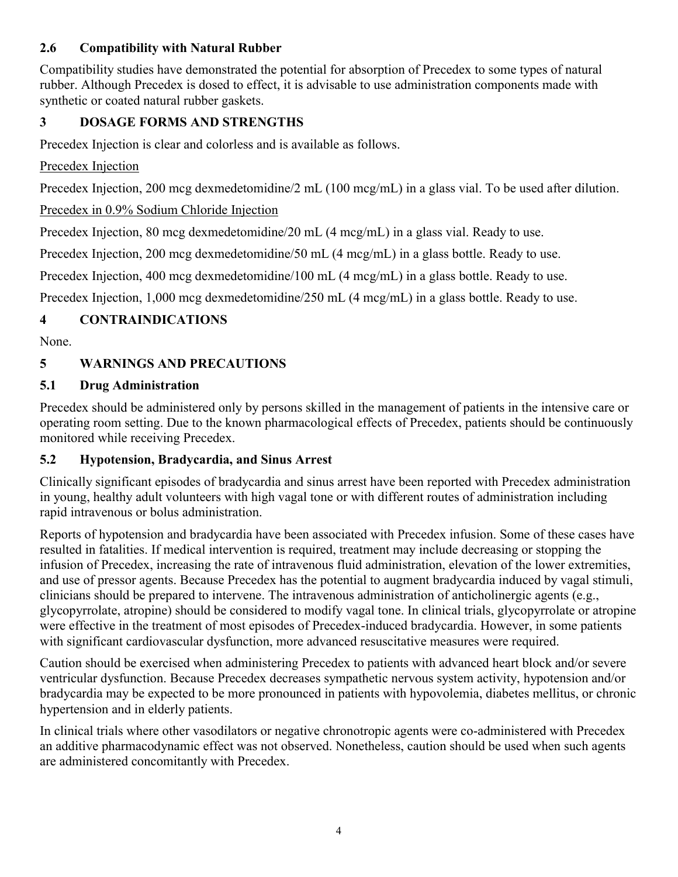### 2.6 Compatibility with Natural Rubber

Compatibility studies have demonstrated the potential for absorption of Precedex to some types of natural rubber. Although Precedex is dosed to effect, it is advisable to use administration components made with synthetic or coated natural rubber gaskets.

## 3 DOSAGE FORMS AND STRENGTHS

Precedex Injection is clear and colorless and is available as follows.

Precedex Injection

Precedex Injection, 200 mcg dexmedetomidine/2 mL (100 mcg/mL) in a glass vial. To be used after dilution.

Precedex in 0.9% Sodium Chloride Injection

Precedex Injection, 80 mcg dexmedetomidine/20 mL (4 mcg/mL) in a glass vial. Ready to use.

Precedex Injection, 200 mcg dexmedetomidine/50 mL (4 mcg/mL) in a glass bottle. Ready to use.

Precedex Injection, 400 mcg dexmedetomidine/100 mL (4 mcg/mL) in a glass bottle. Ready to use.

Precedex Injection, 1,000 mcg dexmedetomidine/250 mL (4 mcg/mL) in a glass bottle. Ready to use.

## 4 CONTRAINDICATIONS

None.

## 5 WARNINGS AND PRECAUTIONS

### 5.1 Drug Administration

Precedex should be administered only by persons skilled in the management of patients in the intensive care or operating room setting. Due to the known pharmacological effects of Precedex, patients should be continuously monitored while receiving Precedex.

### 5.2 Hypotension, Bradycardia, and Sinus Arrest

Clinically significant episodes of bradycardia and sinus arrest have been reported with Precedex administration in young, healthy adult volunteers with high vagal tone or with different routes of administration including rapid intravenous or bolus administration.

Reports of hypotension and bradycardia have been associated with Precedex infusion. Some of these cases have resulted in fatalities. If medical intervention is required, treatment may include decreasing or stopping the infusion of Precedex, increasing the rate of intravenous fluid administration, elevation of the lower extremities, and use of pressor agents. Because Precedex has the potential to augment bradycardia induced by vagal stimuli, clinicians should be prepared to intervene. The intravenous administration of anticholinergic agents (e.g., glycopyrrolate, atropine) should be considered to modify vagal tone. In clinical trials, glycopyrrolate or atropine were effective in the treatment of most episodes of Precedex-induced bradycardia. However, in some patients with significant cardiovascular dysfunction, more advanced resuscitative measures were required.

Caution should be exercised when administering Precedex to patients with advanced heart block and/or severe ventricular dysfunction. Because Precedex decreases sympathetic nervous system activity, hypotension and/or bradycardia may be expected to be more pronounced in patients with hypovolemia, diabetes mellitus, or chronic hypertension and in elderly patients.

In clinical trials where other vasodilators or negative chronotropic agents were co-administered with Precedex an additive pharmacodynamic effect was not observed. Nonetheless, caution should be used when such agents are administered concomitantly with Precedex.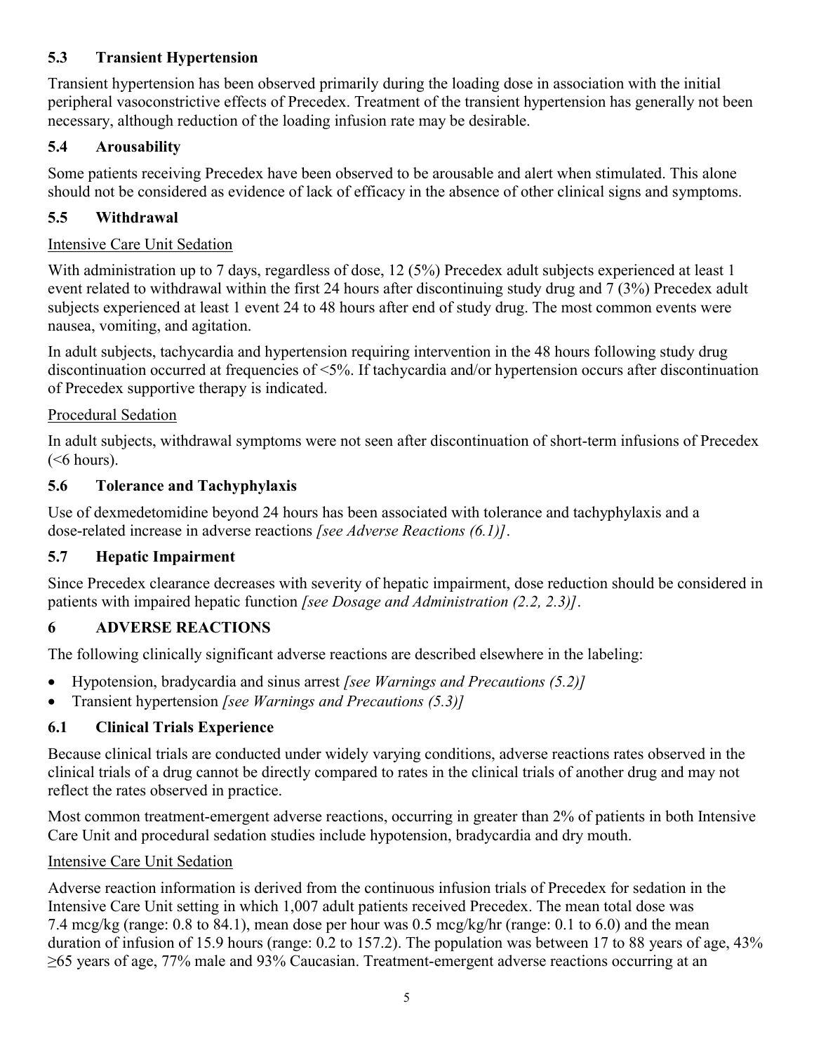### 5.3 Transient Hypertension

Transient hypertension has been observed primarily during the loading dose in association with the initial peripheral vasoconstrictive effects of Precedex. Treatment of the transient hypertension has generally not been necessary, although reduction of the loading infusion rate may be desirable.

### 5.4 Arousability

Some patients receiving Precedex have been observed to be arousable and alert when stimulated. This alone should not be considered as evidence of lack of efficacy in the absence of other clinical signs and symptoms.

### 5.5 Withdrawal

Intensive Care Unit Sedation

With administration up to 7 days, regardless of dose, 12 (5%) Precedex adult subjects experienced at least 1 event related to withdrawal within the first 24 hours after discontinuing study drug and 7 (3%) Precedex adult subjects experienced at least 1 event 24 to 48 hours after end of study drug. The most common events were nausea, vomiting, and agitation.

In adult subjects, tachycardia and hypertension requiring intervention in the 48 hours following study drug discontinuation occurred at frequencies of <5%. If tachycardia and/or hypertension occurs after discontinuation of Precedex supportive therapy is indicated.

Procedural Sedation

In adult subjects, withdrawal symptoms were not seen after discontinuation of short-term infusions of Precedex (<6 hours).

### 5.6 Tolerance and Tachyphylaxis

Use of dexmedetomidine beyond 24 hours has been associated with tolerance and tachyphylaxis and a dose-related increase in adverse reactions *[see Adverse Reactions (6.1)]*.

### 5.7 Hepatic Impairment

Since Precedex clearance decreases with severity of hepatic impairment, dose reduction should be considered in patients with impaired hepatic function *[see Dosage and Administration (2.2, 2.3)]*.

## 6 ADVERSE REACTIONS

The following clinically significant adverse reactions are described elsewhere in the labeling:

- Hypotension, bradycardia and sinus arrest *[see Warnings and Precautions (5.2)]*
- Transient hypertension *[see Warnings and Precautions (5.3)]*

### 6.1 Clinical Trials Experience

Because clinical trials are conducted under widely varying conditions, adverse reactions rates observed in the clinical trials of a drug cannot be directly compared to rates in the clinical trials of another drug and may not reflect the rates observed in practice.

Most common treatment-emergent adverse reactions, occurring in greater than 2% of patients in both Intensive Care Unit and procedural sedation studies include hypotension, bradycardia and dry mouth.

Intensive Care Unit Sedation

Adverse reaction information is derived from the continuous infusion trials of Precedex for sedation in the Intensive Care Unit setting in which 1,007 adult patients received Precedex. The mean total dose was 7.4 mcg/kg (range: 0.8 to 84.1), mean dose per hour was 0.5 mcg/kg/hr (range: 0.1 to 6.0) and the mean duration of infusion of 15.9 hours (range: 0.2 to 157.2). The population was between 17 to 88 years of age, 43% ≥65 years of age, 77% male and 93% Caucasian. Treatment-emergent adverse reactions occurring at an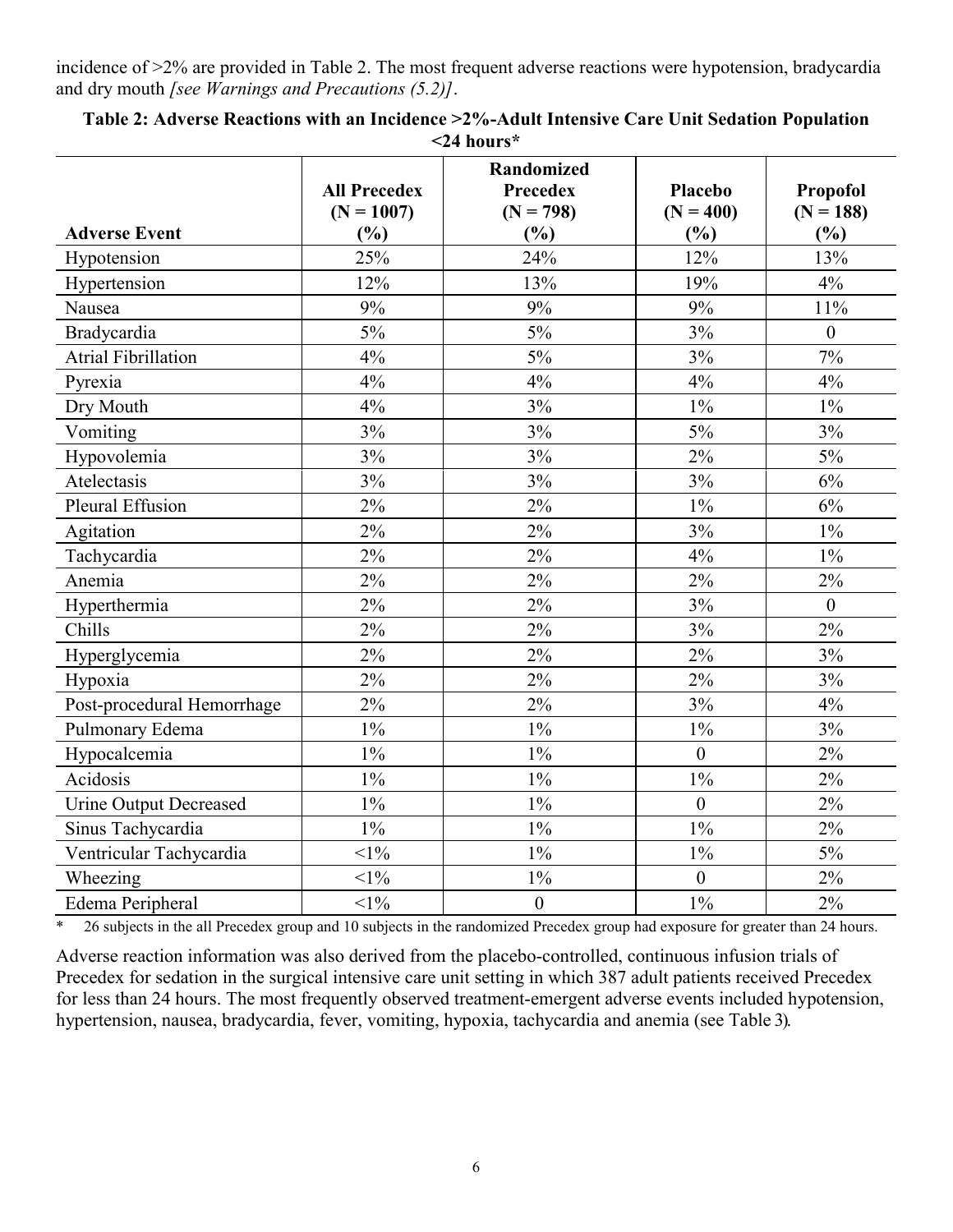incidence of >2% are provided in Table 2. The most frequent adverse reactions were hypotension, bradycardia and dry mouth *[see Warnings and Precautions (5.2)]*.

**Table 2: Adverse Reactions with an Incidence >2%-Adult Intensive Care Unit Sedation Population <24 hours***

| Adverse Event | All Precedex (N = 1007) (%) | Randomized Precedex (N = 798) (%) | Placebo (N = 400) (%) | Propofol (N = 188) (%) |
|---|---|---|---|---|
| Hypotension | 25% | 24% | 12% | 13% |
| Hypertension | 12% | 13% | 19% | 4% |
| Nausea | 9% | 9% | 9% | 11% |
| Bradycardia | 5% | 5% | 3% | 0 |
| Atrial Fibrillation | 4% | 5% | 3% | 7% |
| Pyrexia | 4% | 4% | 4% | 4% |
| Dry Mouth | 4% | 3% | 1% | 1% |
| Vomiting | 3% | 3% | 5% | 3% |
| Hypovolemia | 3% | 3% | 2% | 5% |
| Atelectasis | 3% | 3% | 3% | 6% |
| Pleural Effusion | 2% | 2% | 1% | 6% |
| Agitation | 2% | 2% | 3% | 1% |
| Tachycardia | 2% | 2% | 4% | 1% |
| Anemia | 2% | 2% | 2% | 2% |
| Hyperthermia | 2% | 2% | 3% | 0 |
| Chills | 2% | 2% | 3% | 2% |
| Hyperglycemia | 2% | 2% | 2% | 3% |
| Hypoxia | 2% | 2% | 2% | 3% |
| Post-procedural Hemorrhage | 2% | 2% | 3% | 4% |
| Pulmonary Edema | 1% | 1% | 1% | 3% |
| Hypocalcemia | 1% | 1% | 0 | 2% |
| Acidosis | 1% | 1% | 1% | 2% |
| Urine Output Decreased | 1% | 1% | 0 | 2% |
| Sinus Tachycardia | 1% | 1% | 1% | 2% |
| Ventricular Tachycardia | <1% | 1% | 1% | 5% |
| Wheezing | <1% | 1% | 0 | 2% |
| Edema Peripheral | <1% | 0 | 1% | 2% |

\* 26 subjects in the all Precedex group and 10 subjects in the randomized Precedex group had exposure for greater than 24 hours.

Adverse reaction information was also derived from the placebo-controlled, continuous infusion trials of Precedex for sedation in the surgical intensive care unit setting in which 387 adult patients received Precedex for less than 24 hours. The most frequently observed treatment-emergent adverse events included hypotension, hypertension, nausea, bradycardia, fever, vomiting, hypoxia, tachycardia and anemia (see Table 3).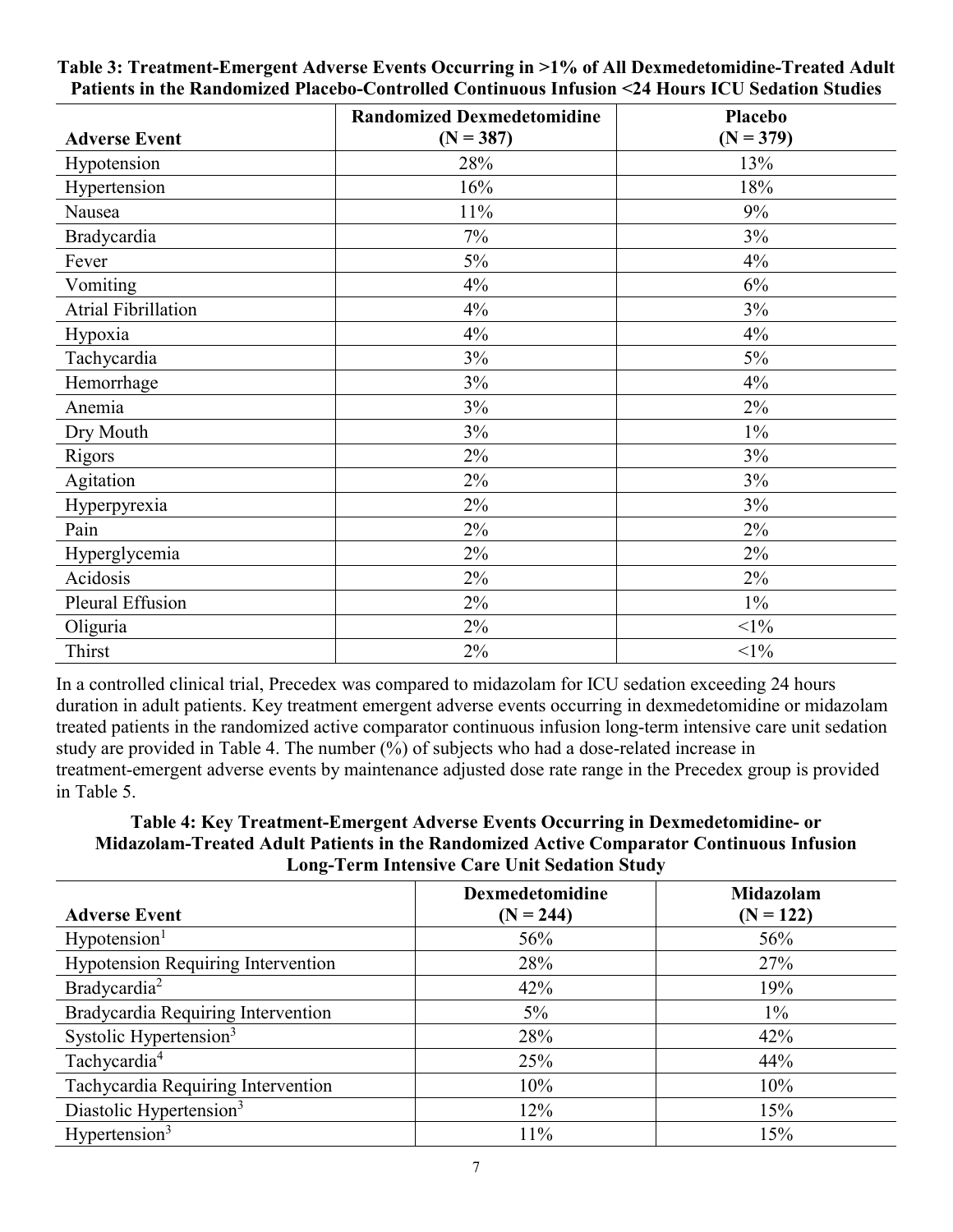**Table 3: Treatment-Emergent Adverse Events Occurring in >1% of All Dexmedetomidine-Treated Adult Patients in the Randomized Placebo-Controlled Continuous Infusion <24 Hours ICU Sedation Studies**

| Adverse Event | Randomized Dexmedetomidine (N = 387) | Placebo (N = 379) |
|---|---|---|
| Hypotension | 28% | 13% |
| Hypertension | 16% | 18% |
| Nausea | 11% | 9% |
| Bradycardia | 7% | 3% |
| Fever | 5% | 4% |
| Vomiting | 4% | 6% |
| Atrial Fibrillation | 4% | 3% |
| Hypoxia | 4% | 4% |
| Tachycardia | 3% | 5% |
| Hemorrhage | 3% | 4% |
| Anemia | 3% | 2% |
| Dry Mouth | 3% | 1% |
| Rigors | 2% | 3% |
| Agitation | 2% | 3% |
| Hyperpyrexia | 2% | 3% |
| Pain | 2% | 2% |
| Hyperglycemia | 2% | 2% |
| Acidosis | 2% | 2% |
| Pleural Effusion | 2% | 1% |
| Oliguria | 2% | <1% |
| Thirst | 2% | <1% |

In a controlled clinical trial, Precedex was compared to midazolam for ICU sedation exceeding 24 hours duration in adult patients. Key treatment emergent adverse events occurring in dexmedetomidine or midazolam treated patients in the randomized active comparator continuous infusion long-term intensive care unit sedation study are provided in Table 4. The number (%) of subjects who had a dose-related increase in treatment-emergent adverse events by maintenance adjusted dose rate range in the Precedex group is provided in Table 5.

**Table 4: Key Treatment-Emergent Adverse Events Occurring in Dexmedetomidine- or Midazolam-Treated Adult Patients in the Randomized Active Comparator Continuous Infusion Long-Term Intensive Care Unit Sedation Study**

| Adverse Event | Dexmedetomidine (N = 244) | Midazolam (N = 122) |
|---|---|---|
| Hypotension[1] | 56% | 56% |
| Hypotension Requiring Intervention | 28% | 27% |
| Bradycardia[2] | 42% | 19% |
| Bradycardia Requiring Intervention | 5% | 1% |
| Systolic Hypertension[3] | 28% | 42% |
| Tachycardia[4] | 25% | 44% |
| Tachycardia Requiring Intervention | 10% | 10% |
| Diastolic Hypertension[3] | 12% | 15% |
| Hypertension[3] | 11% | 15% |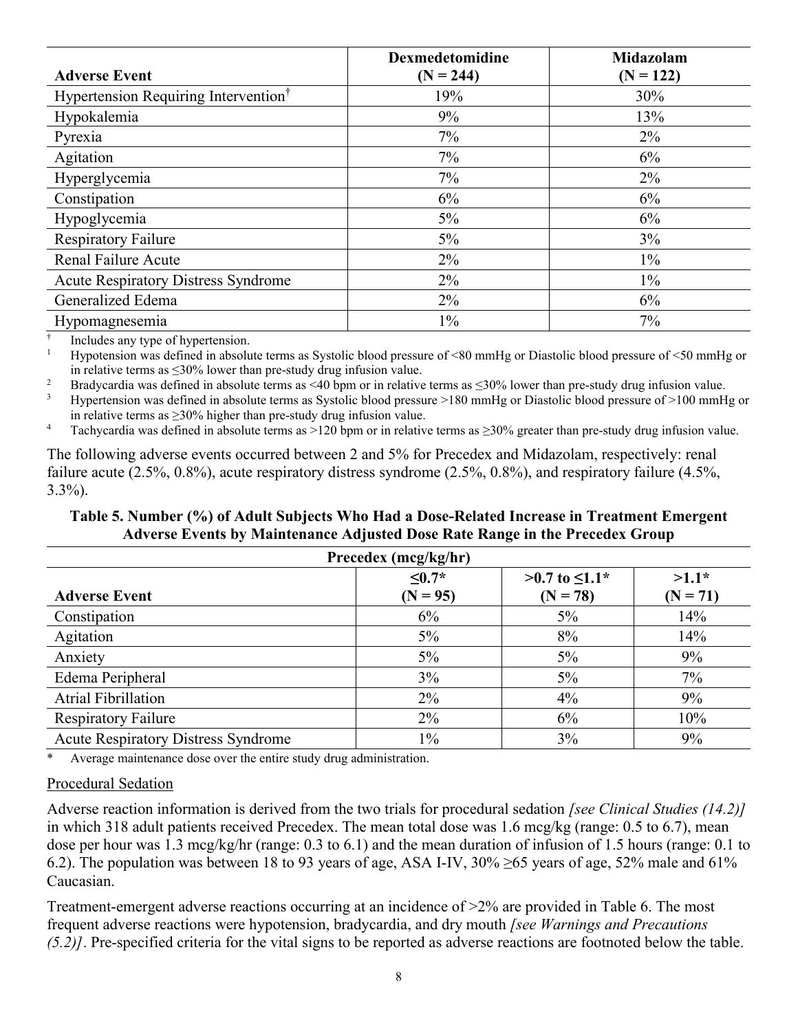| Adverse Event | Dexmedetomidine (N = 244) | Midazolam (N = 122) |
|---|---|---|
| Hypertension Requiring Intervention[†] | 19% | 30% |
| Hypokalemia | 9% | 13% |
| Pyrexia | 7% | 2% |
| Agitation | 7% | 6% |
| Hyperglycemia | 7% | 2% |
| Constipation | 6% | 6% |
| Hypoglycemia | 5% | 6% |
| Respiratory Failure | 5% | 3% |
| Renal Failure Acute | 2% | 1% |
| Acute Respiratory Distress Syndrome | 2% | 1% |
| Generalized Edema | 2% | 6% |
| Hypomagnesemia | 1% | 7% |

[†] Includes any type of hypertension.

[1] Hypotension was defined in absolute terms as Systolic blood pressure of <80 mmHg or Diastolic blood pressure of <50 mmHg or in relative terms as ≤30% lower than pre-study drug infusion value.

[2] Bradycardia was defined in absolute terms as <40 bpm or in relative terms as ≤30% lower than pre-study drug infusion value.

[3] Hypertension was defined in absolute terms as Systolic blood pressure >180 mmHg or Diastolic blood pressure of >100 mmHg or in relative terms as ≥30% higher than pre-study drug infusion value.

[4] Tachycardia was defined in absolute terms as >120 bpm or in relative terms as ≥30% greater than pre-study drug infusion value.

The following adverse events occurred between 2 and 5% for Precedex and Midazolam, respectively: renal failure acute (2.5%, 0.8%), acute respiratory distress syndrome (2.5%, 0.8%), and respiratory failure (4.5%, 3.3%).

**Table 5. Number (%) of Adult Subjects Who Had a Dose-Related Increase in Treatment Emergent Adverse Events by Maintenance Adjusted Dose Rate Range in the Precedex Group**

| | Precedex (mcg/kg/hr) | | |
|---|---|---|---|
| **Adverse Event** | **≤0.7* (N = 95)** | **>0.7 to ≤1.1* (N = 78)** | **>1.1* (N = 71)** |
| Constipation | 6% | 5% | 14% |
| Agitation | 5% | 8% | 14% |
| Anxiety | 5% | 5% | 9% |
| Edema Peripheral | 3% | 5% | 7% |
| Atrial Fibrillation | 2% | 4% | 9% |
| Respiratory Failure | 2% | 6% | 10% |
| Acute Respiratory Distress Syndrome | 1% | 3% | 9% |

\* Average maintenance dose over the entire study drug administration.

### Procedural Sedation

Adverse reaction information is derived from the two trials for procedural sedation *[see Clinical Studies (14.2)]* in which 318 adult patients received Precedex. The mean total dose was 1.6 mcg/kg (range: 0.5 to 6.7), mean dose per hour was 1.3 mcg/kg/hr (range: 0.3 to 6.1) and the mean duration of infusion of 1.5 hours (range: 0.1 to 6.2). The population was between 18 to 93 years of age, ASA I-IV, 30% ≥65 years of age, 52% male and 61% Caucasian.

Treatment-emergent adverse reactions occurring at an incidence of >2% are provided in Table 6. The most frequent adverse reactions were hypotension, bradycardia, and dry mouth *[see Warnings and Precautions (5.2)]*. Pre-specified criteria for the vital signs to be reported as adverse reactions are footnoted below the table.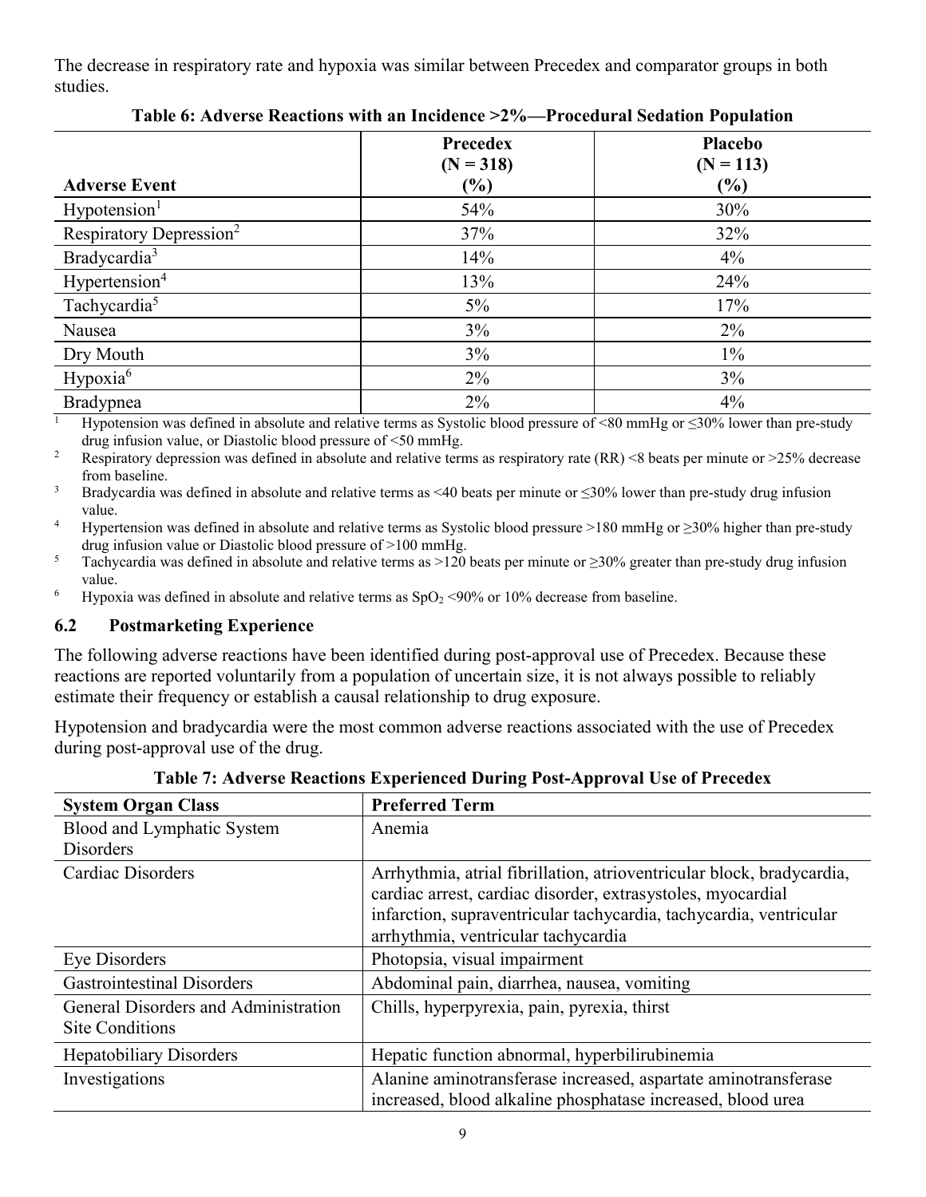The decrease in respiratory rate and hypoxia was similar between Precedex and comparator groups in both studies.

**Table 6: Adverse Reactions with an Incidence >2%—Procedural Sedation Population**

| Adverse Event | Precedex (N = 318) (%) | Placebo (N = 113) (%) |
|---|---|---|
| Hypotension[1] | 54% | 30% |
| Respiratory Depression[2] | 37% | 32% |
| Bradycardia[3] | 14% | 4% |
| Hypertension[4] | 13% | 24% |
| Tachycardia[5] | 5% | 17% |
| Nausea | 3% | 2% |
| Dry Mouth | 3% | 1% |
| Hypoxia[6] | 2% | 3% |
| Bradypnea | 2% | 4% |

[1] Hypotension was defined in absolute and relative terms as Systolic blood pressure of <80 mmHg or ≤30% lower than pre-study drug infusion value, or Diastolic blood pressure of <50 mmHg.

[2] Respiratory depression was defined in absolute and relative terms as respiratory rate (RR) <8 beats per minute or >25% decrease from baseline.

[3] Bradycardia was defined in absolute and relative terms as <40 beats per minute or ≤30% lower than pre-study drug infusion value.

[4] Hypertension was defined in absolute and relative terms as Systolic blood pressure >180 mmHg or ≥30% higher than pre-study drug infusion value or Diastolic blood pressure of >100 mmHg.

[5] Tachycardia was defined in absolute and relative terms as >120 beats per minute or ≥30% greater than pre-study drug infusion value.

[6] Hypoxia was defined in absolute and relative terms as $SpO_2$ <90% or 10% decrease from baseline.

## 6.2 Postmarketing Experience

The following adverse reactions have been identified during post-approval use of Precedex. Because these reactions are reported voluntarily from a population of uncertain size, it is not always possible to reliably estimate their frequency or establish a causal relationship to drug exposure.

Hypotension and bradycardia were the most common adverse reactions associated with the use of Precedex during post-approval use of the drug.

**Table 7: Adverse Reactions Experienced During Post-Approval Use of Precedex**

| System Organ Class | Preferred Term |
|---|---|
| Blood and Lymphatic System Disorders | Anemia |
| Cardiac Disorders | Arrhythmia, atrial fibrillation, atrioventricular block, bradycardia, cardiac arrest, cardiac disorder, extrasystoles, myocardial infarction, supraventricular tachycardia, tachycardia, ventricular arrhythmia, ventricular tachycardia |
| Eye Disorders | Photopsia, visual impairment |
| Gastrointestinal Disorders | Abdominal pain, diarrhea, nausea, vomiting |
| General Disorders and Administration Site Conditions | Chills, hyperpyrexia, pain, pyrexia, thirst |
| Hepatobiliary Disorders | Hepatic function abnormal, hyperbilirubinemia |
| Investigations | Alanine aminotransferase increased, aspartate aminotransferase increased, blood alkaline phosphatase increased, blood urea |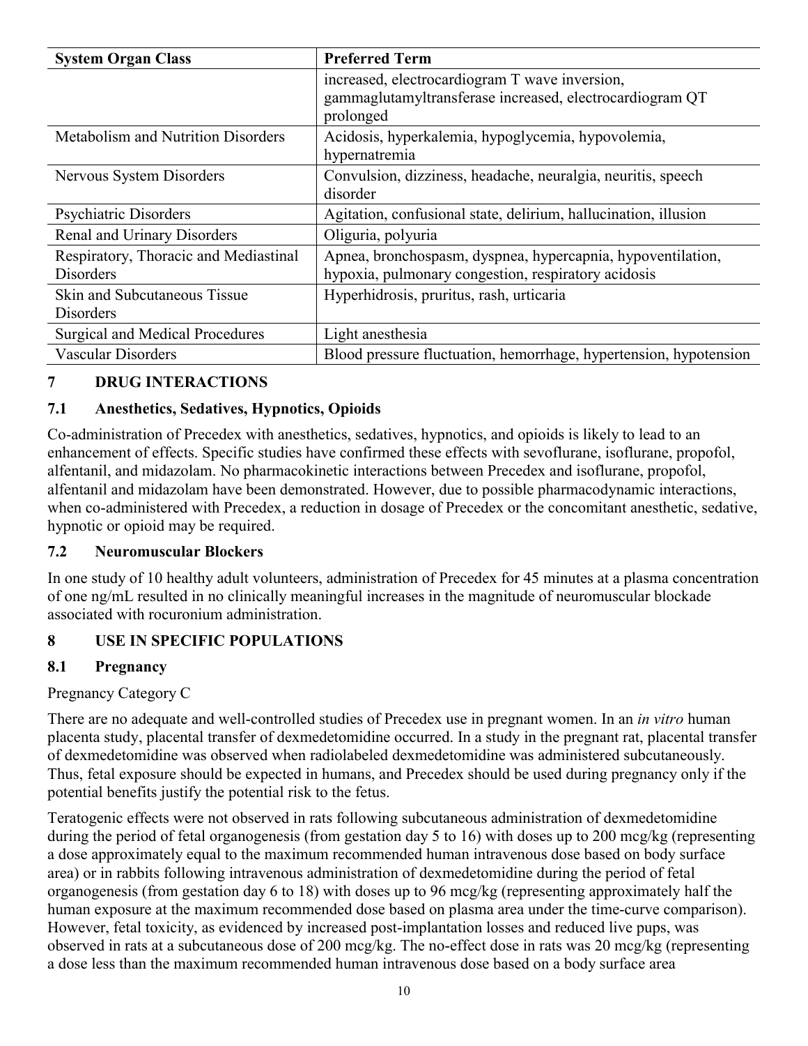| System Organ Class | Preferred Term |
|---|---|
| | increased, electrocardiogram T wave inversion, gammaglutamyltransferase increased, electrocardiogram QT prolonged |
| Metabolism and Nutrition Disorders | Acidosis, hyperkalemia, hypoglycemia, hypovolemia, hypernatremia |
| Nervous System Disorders | Convulsion, dizziness, headache, neuralgia, neuritis, speech disorder |
| Psychiatric Disorders | Agitation, confusional state, delirium, hallucination, illusion |
| Renal and Urinary Disorders | Oliguria, polyuria |
| Respiratory, Thoracic and Mediastinal Disorders | Apnea, bronchospasm, dyspnea, hypercapnia, hypoventilation, hypoxia, pulmonary congestion, respiratory acidosis |
| Skin and Subcutaneous Tissue Disorders | Hyperhidrosis, pruritus, rash, urticaria |
| Surgical and Medical Procedures | Light anesthesia |
| Vascular Disorders | Blood pressure fluctuation, hemorrhage, hypertension, hypotension |

## 7 DRUG INTERACTIONS

### 7.1 Anesthetics, Sedatives, Hypnotics, Opioids

Co-administration of Precedex with anesthetics, sedatives, hypnotics, and opioids is likely to lead to an enhancement of effects. Specific studies have confirmed these effects with sevoflurane, isoflurane, propofol, alfentanil, and midazolam. No pharmacokinetic interactions between Precedex and isoflurane, propofol, alfentanil and midazolam have been demonstrated. However, due to possible pharmacodynamic interactions, when co-administered with Precedex, a reduction in dosage of Precedex or the concomitant anesthetic, sedative, hypnotic or opioid may be required.

### 7.2 Neuromuscular Blockers

In one study of 10 healthy adult volunteers, administration of Precedex for 45 minutes at a plasma concentration of one ng/mL resulted in no clinically meaningful increases in the magnitude of neuromuscular blockade associated with rocuronium administration.

## 8 USE IN SPECIFIC POPULATIONS

### 8.1 Pregnancy

Pregnancy Category C

There are no adequate and well-controlled studies of Precedex use in pregnant women. In an *in vitro* human placenta study, placental transfer of dexmedetomidine occurred. In a study in the pregnant rat, placental transfer of dexmedetomidine was observed when radiolabeled dexmedetomidine was administered subcutaneously. Thus, fetal exposure should be expected in humans, and Precedex should be used during pregnancy only if the potential benefits justify the potential risk to the fetus.

Teratogenic effects were not observed in rats following subcutaneous administration of dexmedetomidine during the period of fetal organogenesis (from gestation day 5 to 16) with doses up to 200 mcg/kg (representing a dose approximately equal to the maximum recommended human intravenous dose based on body surface area) or in rabbits following intravenous administration of dexmedetomidine during the period of fetal organogenesis (from gestation day 6 to 18) with doses up to 96 mcg/kg (representing approximately half the human exposure at the maximum recommended dose based on plasma area under the time-curve comparison). However, fetal toxicity, as evidenced by increased post-implantation losses and reduced live pups, was observed in rats at a subcutaneous dose of 200 mcg/kg. The no-effect dose in rats was 20 mcg/kg (representing a dose less than the maximum recommended human intravenous dose based on a body surface area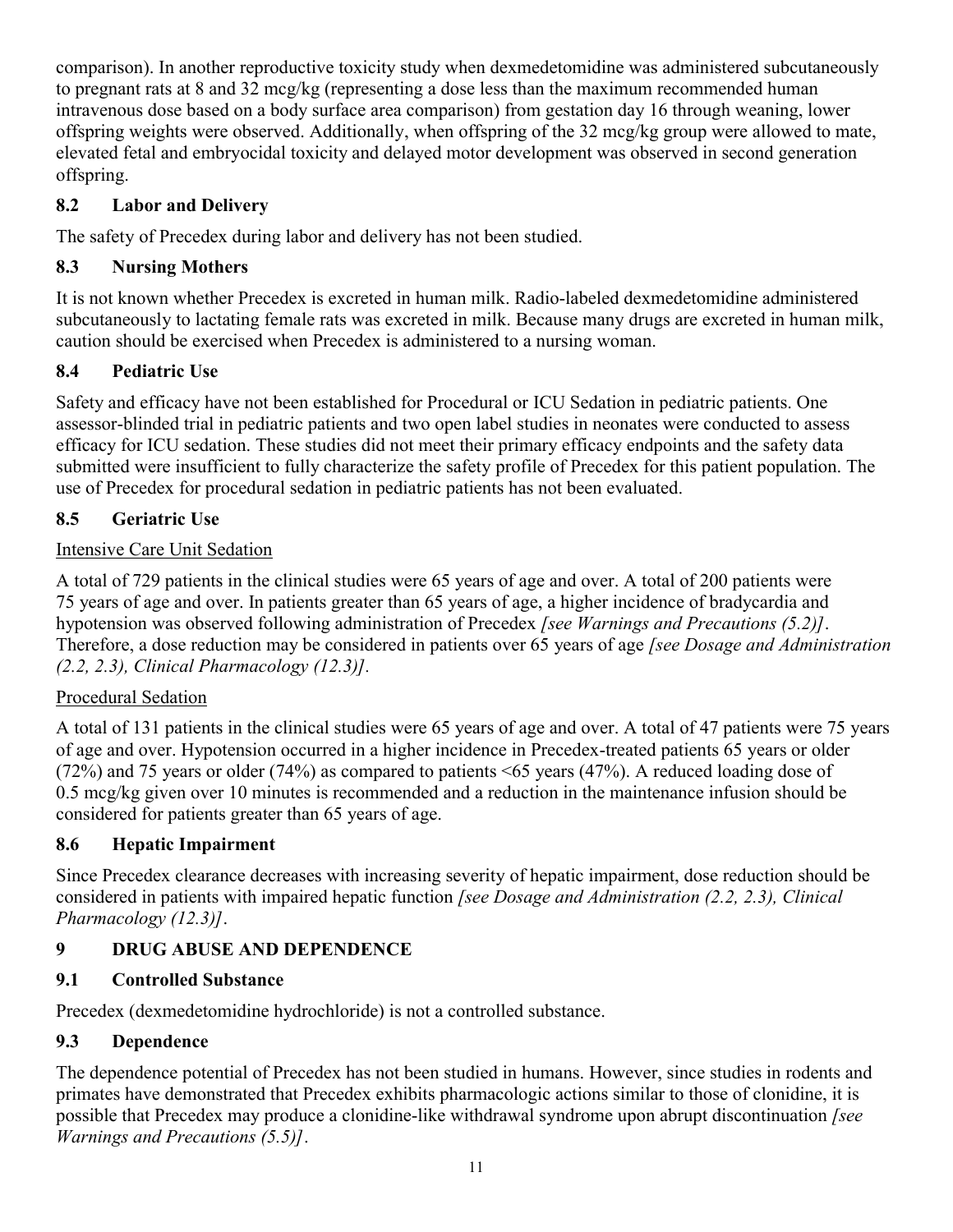comparison). In another reproductive toxicity study when dexmedetomidine was administered subcutaneously to pregnant rats at 8 and 32 mcg/kg (representing a dose less than the maximum recommended human intravenous dose based on a body surface area comparison) from gestation day 16 through weaning, lower offspring weights were observed. Additionally, when offspring of the 32 mcg/kg group were allowed to mate, elevated fetal and embryocidal toxicity and delayed motor development was observed in second generation offspring.

### 8.2 Labor and Delivery

The safety of Precedex during labor and delivery has not been studied.

### 8.3 Nursing Mothers

It is not known whether Precedex is excreted in human milk. Radio-labeled dexmedetomidine administered subcutaneously to lactating female rats was excreted in milk. Because many drugs are excreted in human milk, caution should be exercised when Precedex is administered to a nursing woman.

### 8.4 Pediatric Use

Safety and efficacy have not been established for Procedural or ICU Sedation in pediatric patients. One assessor-blinded trial in pediatric patients and two open label studies in neonates were conducted to assess efficacy for ICU sedation. These studies did not meet their primary efficacy endpoints and the safety data submitted were insufficient to fully characterize the safety profile of Precedex for this patient population. The use of Precedex for procedural sedation in pediatric patients has not been evaluated.

### 8.5 Geriatric Use

Intensive Care Unit Sedation

A total of 729 patients in the clinical studies were 65 years of age and over. A total of 200 patients were 75 years of age and over. In patients greater than 65 years of age, a higher incidence of bradycardia and hypotension was observed following administration of Precedex *[see Warnings and Precautions (5.2)]*. Therefore, a dose reduction may be considered in patients over 65 years of age *[see Dosage and Administration (2.2, 2.3), Clinical Pharmacology (12.3)]*.

Procedural Sedation

A total of 131 patients in the clinical studies were 65 years of age and over. A total of 47 patients were 75 years of age and over. Hypotension occurred in a higher incidence in Precedex-treated patients 65 years or older (72%) and 75 years or older (74%) as compared to patients <65 years (47%). A reduced loading dose of 0.5 mcg/kg given over 10 minutes is recommended and a reduction in the maintenance infusion should be considered for patients greater than 65 years of age.

### 8.6 Hepatic Impairment

Since Precedex clearance decreases with increasing severity of hepatic impairment, dose reduction should be considered in patients with impaired hepatic function *[see Dosage and Administration (2.2, 2.3), Clinical Pharmacology (12.3)]*.

## 9 DRUG ABUSE AND DEPENDENCE

### 9.1 Controlled Substance

Precedex (dexmedetomidine hydrochloride) is not a controlled substance.

### 9.3 Dependence

The dependence potential of Precedex has not been studied in humans. However, since studies in rodents and primates have demonstrated that Precedex exhibits pharmacologic actions similar to those of clonidine, it is possible that Precedex may produce a clonidine-like withdrawal syndrome upon abrupt discontinuation *[see Warnings and Precautions (5.5)]*.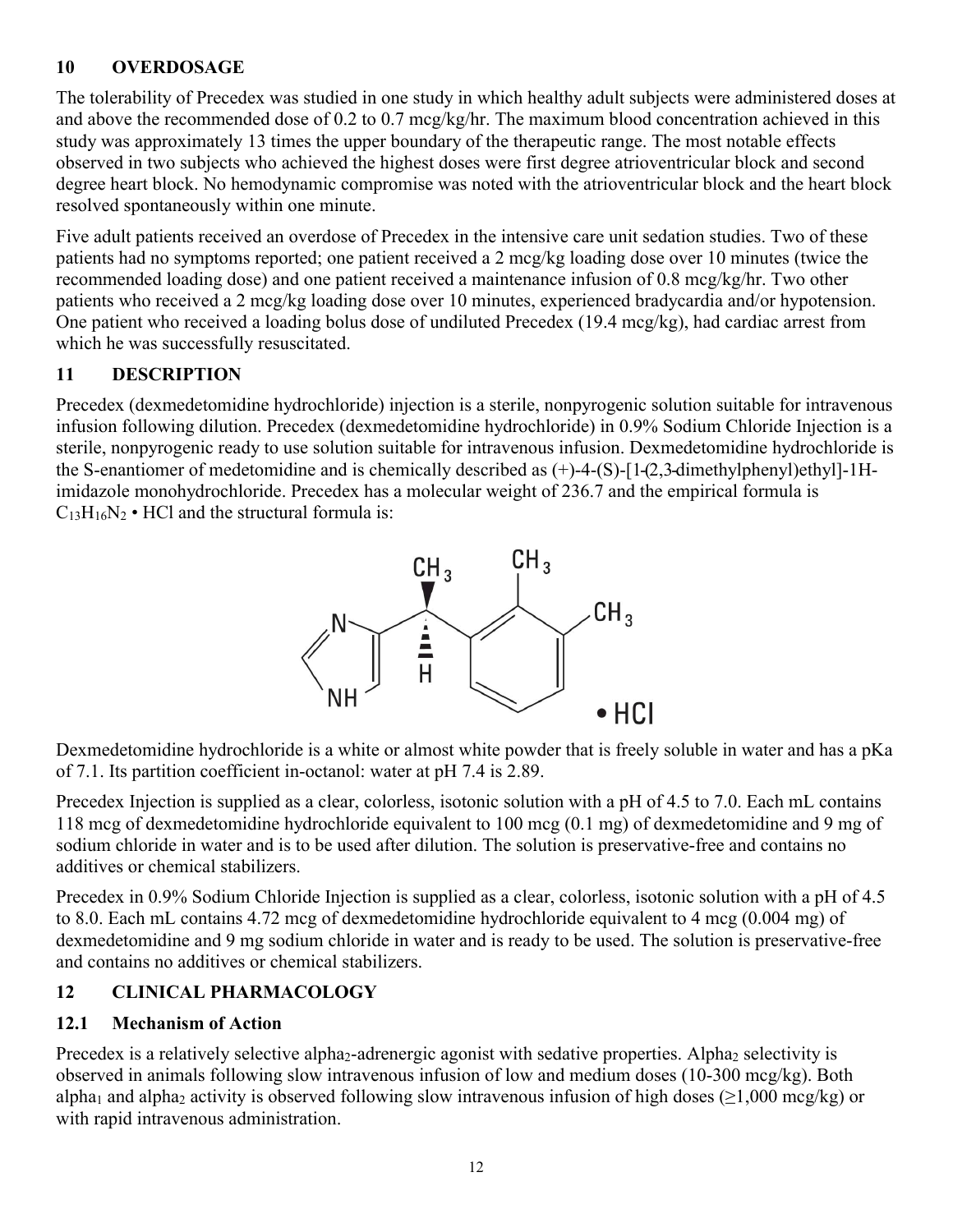## 10 OVERDOSAGE

The tolerability of Precedex was studied in one study in which healthy adult subjects were administered doses at and above the recommended dose of 0.2 to 0.7 mcg/kg/hr. The maximum blood concentration achieved in this study was approximately 13 times the upper boundary of the therapeutic range. The most notable effects observed in two subjects who achieved the highest doses were first degree atrioventricular block and second degree heart block. No hemodynamic compromise was noted with the atrioventricular block and the heart block resolved spontaneously within one minute.

Five adult patients received an overdose of Precedex in the intensive care unit sedation studies. Two of these patients had no symptoms reported; one patient received a 2 mcg/kg loading dose over 10 minutes (twice the recommended loading dose) and one patient received a maintenance infusion of 0.8 mcg/kg/hr. Two other patients who received a 2 mcg/kg loading dose over 10 minutes, experienced bradycardia and/or hypotension. One patient who received a loading bolus dose of undiluted Precedex (19.4 mcg/kg), had cardiac arrest from which he was successfully resuscitated.

## 11 DESCRIPTION

Precedex (dexmedetomidine hydrochloride) injection is a sterile, nonpyrogenic solution suitable for intravenous infusion following dilution. Precedex (dexmedetomidine hydrochloride) in 0.9% Sodium Chloride Injection is a sterile, nonpyrogenic ready to use solution suitable for intravenous infusion. Dexmedetomidine hydrochloride is the S-enantiomer of medetomidine and is chemically described as (+)-4-(S)-[1-(2,3-dimethylphenyl)ethyl]-1H-imidazole monohydrochloride. Precedex has a molecular weight of 236.7 and the empirical formula is $C_{13}H_{16}N_2$ • HCl and the structural formula is:

Dexmedetomidine hydrochloride is a white or almost white powder that is freely soluble in water and has a pKa of 7.1. Its partition coefficient in-octanol: water at pH 7.4 is 2.89.

Precedex Injection is supplied as a clear, colorless, isotonic solution with a pH of 4.5 to 7.0. Each mL contains 118 mcg of dexmedetomidine hydrochloride equivalent to 100 mcg (0.1 mg) of dexmedetomidine and 9 mg of sodium chloride in water and is to be used after dilution. The solution is preservative-free and contains no additives or chemical stabilizers.

Precedex in 0.9% Sodium Chloride Injection is supplied as a clear, colorless, isotonic solution with a pH of 4.5 to 8.0. Each mL contains 4.72 mcg of dexmedetomidine hydrochloride equivalent to 4 mcg (0.004 mg) of dexmedetomidine and 9 mg sodium chloride in water and is ready to be used. The solution is preservative-free and contains no additives or chemical stabilizers.

## 12 CLINICAL PHARMACOLOGY

### 12.1 Mechanism of Action

Precedex is a relatively selective $\text{alpha}_2$-adrenergic agonist with sedative properties. $\text{Alpha}_2$ selectivity is observed in animals following slow intravenous infusion of low and medium doses (10-300 mcg/kg). Both $\text{alpha}_1$ and $\text{alpha}_2$ activity is observed following slow intravenous infusion of high doses (≥1,000 mcg/kg) or with rapid intravenous administration.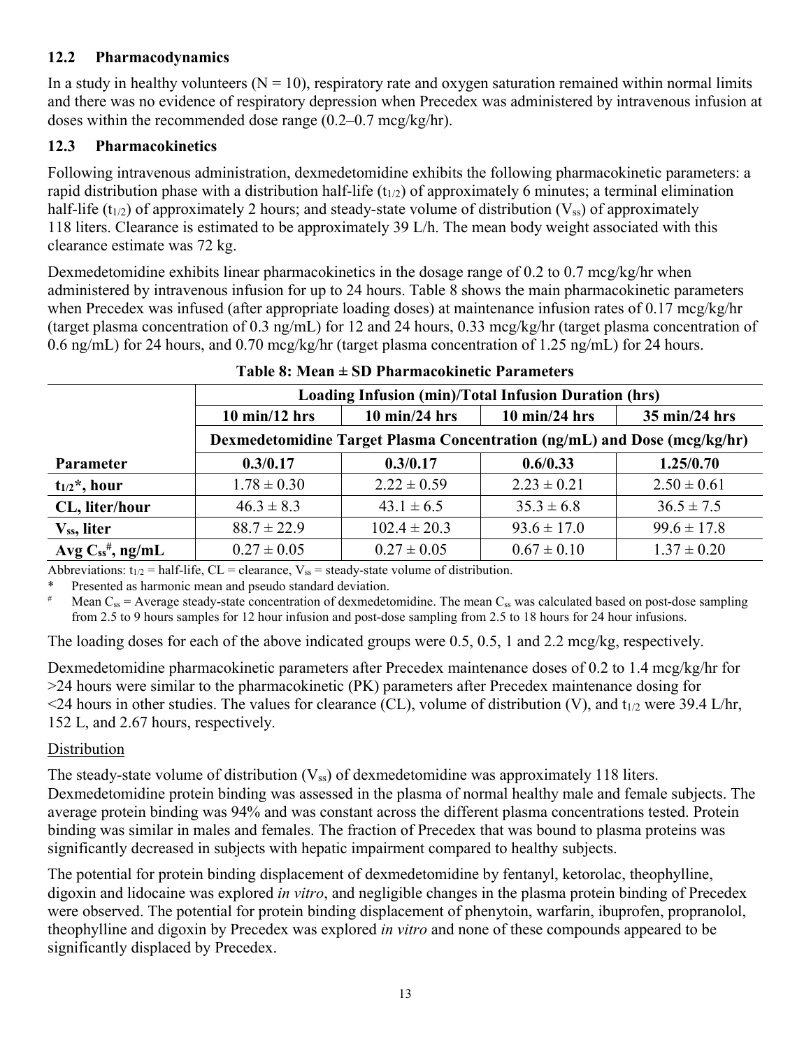### 12.2 Pharmacodynamics

In a study in healthy volunteers ($N = 10$), respiratory rate and oxygen saturation remained within normal limits and there was no evidence of respiratory depression when Precedex was administered by intravenous infusion at doses within the recommended dose range (0.2–0.7 mcg/kg/hr).

### 12.3 Pharmacokinetics

Following intravenous administration, dexmedetomidine exhibits the following pharmacokinetic parameters: a rapid distribution phase with a distribution half-life ($t_{1/2}$) of approximately 6 minutes; a terminal elimination half-life ($t_{1/2}$) of approximately 2 hours; and steady-state volume of distribution ($V_{ss}$) of approximately 118 liters. Clearance is estimated to be approximately 39 L/h. The mean body weight associated with this clearance estimate was 72 kg.

Dexmedetomidine exhibits linear pharmacokinetics in the dosage range of 0.2 to 0.7 mcg/kg/hr when administered by intravenous infusion for up to 24 hours. Table 8 shows the main pharmacokinetic parameters when Precedex was infused (after appropriate loading doses) at maintenance infusion rates of 0.17 mcg/kg/hr (target plasma concentration of 0.3 ng/mL) for 12 and 24 hours, 0.33 mcg/kg/hr (target plasma concentration of 0.6 ng/mL) for 24 hours, and 0.70 mcg/kg/hr (target plasma concentration of 1.25 ng/mL) for 24 hours.

**Table 8: Mean ± SD Pharmacokinetic Parameters**

| | Loading Infusion (min)/Total Infusion Duration (hrs) | | | |
|---|---|---|---|---|
| | **10 min/12 hrs** | **10 min/24 hrs** | **10 min/24 hrs** | **35 min/24 hrs** |
| | **Dexmedetomidine Target Plasma Concentration (ng/mL) and Dose (mcg/kg/hr)** | | | |
| **Parameter** | **0.3/0.17** | **0.3/0.17** | **0.6/0.33** | **1.25/0.70** |
| **$t_{1/2}$\*, hour** | 1.78 ± 0.30 | 2.22 ± 0.59 | 2.23 ± 0.21 | 2.50 ± 0.61 |
| **CL, liter/hour** | 46.3 ± 8.3 | 43.1 ± 6.5 | 35.3 ± 6.8 | 36.5 ± 7.5 |
| **$V_{ss}$, liter** | 88.7 ± 22.9 | 102.4 ± 20.3 | 93.6 ± 17.0 | 99.6 ± 17.8 |
| **Avg $C_{ss}^{\#}$, ng/mL** | 0.27 ± 0.05 | 0.27 ± 0.05 | 0.67 ± 0.10 | 1.37 ± 0.20 |

Abbreviations: $t_{1/2}$ = half-life, CL = clearance, $V_{ss}$ = steady-state volume of distribution.

\* Presented as harmonic mean and pseudo standard deviation.

\# Mean $C_{ss}$ = Average steady-state concentration of dexmedetomidine. The mean $C_{ss}$ was calculated based on post-dose sampling from 2.5 to 9 hours samples for 12 hour infusion and post-dose sampling from 2.5 to 18 hours for 24 hour infusions.

The loading doses for each of the above indicated groups were 0.5, 0.5, 1 and 2.2 mcg/kg, respectively.

Dexmedetomidine pharmacokinetic parameters after Precedex maintenance doses of 0.2 to 1.4 mcg/kg/hr for >24 hours were similar to the pharmacokinetic (PK) parameters after Precedex maintenance dosing for <24 hours in other studies. The values for clearance (CL), volume of distribution (V), and $t_{1/2}$ were 39.4 L/hr, 152 L, and 2.67 hours, respectively.

Distribution

The steady-state volume of distribution ($V_{ss}$) of dexmedetomidine was approximately 118 liters. Dexmedetomidine protein binding was assessed in the plasma of normal healthy male and female subjects. The average protein binding was 94% and was constant across the different plasma concentrations tested. Protein binding was similar in males and females. The fraction of Precedex that was bound to plasma proteins was significantly decreased in subjects with hepatic impairment compared to healthy subjects.

The potential for protein binding displacement of dexmedetomidine by fentanyl, ketorolac, theophylline, digoxin and lidocaine was explored *in vitro*, and negligible changes in the plasma protein binding of Precedex were observed. The potential for protein binding displacement of phenytoin, warfarin, ibuprofen, propranolol, theophylline and digoxin by Precedex was explored *in vitro* and none of these compounds appeared to be significantly displaced by Precedex.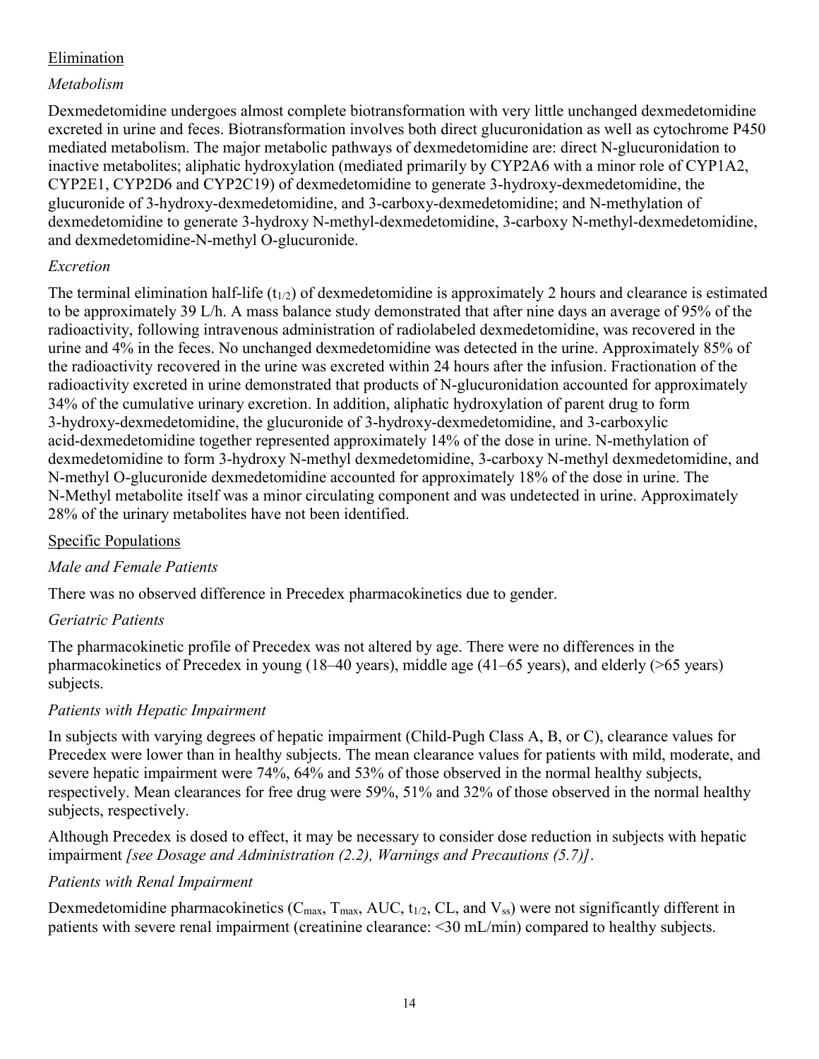## Elimination

### *Metabolism*

Dexmedetomidine undergoes almost complete biotransformation with very little unchanged dexmedetomidine excreted in urine and feces. Biotransformation involves both direct glucuronidation as well as cytochrome P450 mediated metabolism. The major metabolic pathways of dexmedetomidine are: direct N-glucuronidation to inactive metabolites; aliphatic hydroxylation (mediated primarily by CYP2A6 with a minor role of CYP1A2, CYP2E1, CYP2D6 and CYP2C19) of dexmedetomidine to generate 3-hydroxy-dexmedetomidine, the glucuronide of 3-hydroxy-dexmedetomidine, and 3-carboxy-dexmedetomidine; and N-methylation of dexmedetomidine to generate 3-hydroxy N-methyl-dexmedetomidine, 3-carboxy N-methyl-dexmedetomidine, and dexmedetomidine-N-methyl O-glucuronide.

### *Excretion*

The terminal elimination half-life ($t_{1/2}$) of dexmedetomidine is approximately 2 hours and clearance is estimated to be approximately 39 L/h. A mass balance study demonstrated that after nine days an average of 95% of the radioactivity, following intravenous administration of radiolabeled dexmedetomidine, was recovered in the urine and 4% in the feces. No unchanged dexmedetomidine was detected in the urine. Approximately 85% of the radioactivity recovered in the urine was excreted within 24 hours after the infusion. Fractionation of the radioactivity excreted in urine demonstrated that products of N-glucuronidation accounted for approximately 34% of the cumulative urinary excretion. In addition, aliphatic hydroxylation of parent drug to form 3-hydroxy-dexmedetomidine, the glucuronide of 3-hydroxy-dexmedetomidine, and 3-carboxylic acid-dexmedetomidine together represented approximately 14% of the dose in urine. N-methylation of dexmedetomidine to form 3-hydroxy N-methyl dexmedetomidine, 3-carboxy N-methyl dexmedetomidine, and N-methyl O-glucuronide dexmedetomidine accounted for approximately 18% of the dose in urine. The N-Methyl metabolite itself was a minor circulating component and was undetected in urine. Approximately 28% of the urinary metabolites have not been identified.

## Specific Populations

### *Male and Female Patients*

There was no observed difference in Precedex pharmacokinetics due to gender.

### *Geriatric Patients*

The pharmacokinetic profile of Precedex was not altered by age. There were no differences in the pharmacokinetics of Precedex in young (18–40 years), middle age (41–65 years), and elderly (>65 years) subjects.

### *Patients with Hepatic Impairment*

In subjects with varying degrees of hepatic impairment (Child-Pugh Class A, B, or C), clearance values for Precedex were lower than in healthy subjects. The mean clearance values for patients with mild, moderate, and severe hepatic impairment were 74%, 64% and 53% of those observed in the normal healthy subjects, respectively. Mean clearances for free drug were 59%, 51% and 32% of those observed in the normal healthy subjects, respectively.

Although Precedex is dosed to effect, it may be necessary to consider dose reduction in subjects with hepatic impairment *[see Dosage and Administration (2.2), Warnings and Precautions (5.7)]*.

### *Patients with Renal Impairment*

Dexmedetomidine pharmacokinetics ($C_{max}$, $T_{max}$, AUC, $t_{1/2}$, CL, and $V_{ss}$) were not significantly different in patients with severe renal impairment (creatinine clearance: <30 mL/min) compared to healthy subjects.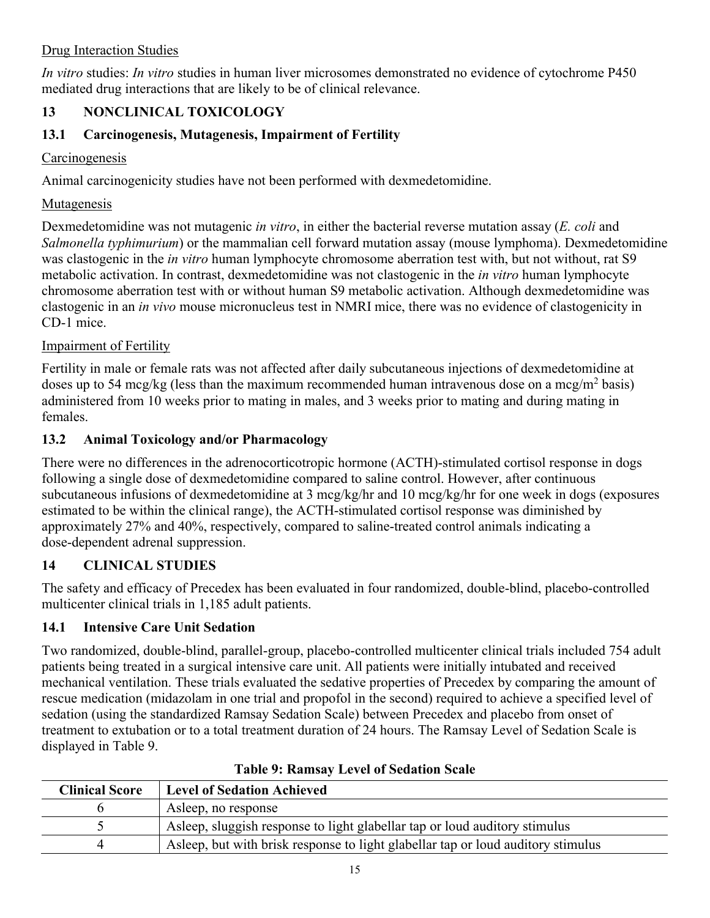Drug Interaction Studies

*In vitro* studies: *In vitro* studies in human liver microsomes demonstrated no evidence of cytochrome P450 mediated drug interactions that are likely to be of clinical relevance.

## 13 NONCLINICAL TOXICOLOGY

### 13.1 Carcinogenesis, Mutagenesis, Impairment of Fertility

Carcinogenesis

Animal carcinogenicity studies have not been performed with dexmedetomidine.

Mutagenesis

Dexmedetomidine was not mutagenic *in vitro*, in either the bacterial reverse mutation assay (*E. coli* and *Salmonella typhimurium*) or the mammalian cell forward mutation assay (mouse lymphoma). Dexmedetomidine was clastogenic in the *in vitro* human lymphocyte chromosome aberration test with, but not without, rat S9 metabolic activation. In contrast, dexmedetomidine was not clastogenic in the *in vitro* human lymphocyte chromosome aberration test with or without human S9 metabolic activation. Although dexmedetomidine was clastogenic in an *in vivo* mouse micronucleus test in NMRI mice, there was no evidence of clastogenicity in CD-1 mice.

Impairment of Fertility

Fertility in male or female rats was not affected after daily subcutaneous injections of dexmedetomidine at doses up to 54 mcg/kg (less than the maximum recommended human intravenous dose on a mcg/$m^2$ basis) administered from 10 weeks prior to mating in males, and 3 weeks prior to mating and during mating in females.

### 13.2 Animal Toxicology and/or Pharmacology

There were no differences in the adrenocorticotropic hormone (ACTH)-stimulated cortisol response in dogs following a single dose of dexmedetomidine compared to saline control. However, after continuous subcutaneous infusions of dexmedetomidine at 3 mcg/kg/hr and 10 mcg/kg/hr for one week in dogs (exposures estimated to be within the clinical range), the ACTH-stimulated cortisol response was diminished by approximately 27% and 40%, respectively, compared to saline-treated control animals indicating a dose-dependent adrenal suppression.

## 14 CLINICAL STUDIES

The safety and efficacy of Precedex has been evaluated in four randomized, double-blind, placebo-controlled multicenter clinical trials in 1,185 adult patients.

### 14.1 Intensive Care Unit Sedation

Two randomized, double-blind, parallel-group, placebo-controlled multicenter clinical trials included 754 adult patients being treated in a surgical intensive care unit. All patients were initially intubated and received mechanical ventilation. These trials evaluated the sedative properties of Precedex by comparing the amount of rescue medication (midazolam in one trial and propofol in the second) required to achieve a specified level of sedation (using the standardized Ramsay Sedation Scale) between Precedex and placebo from onset of treatment to extubation or to a total treatment duration of 24 hours. The Ramsay Level of Sedation Scale is displayed in Table 9.

**Table 9: Ramsay Level of Sedation Scale**

| Clinical Score | Level of Sedation Achieved |
|---|---|
| 6 | Asleep, no response |
| 5 | Asleep, sluggish response to light glabellar tap or loud auditory stimulus |
| 4 | Asleep, but with brisk response to light glabellar tap or loud auditory stimulus |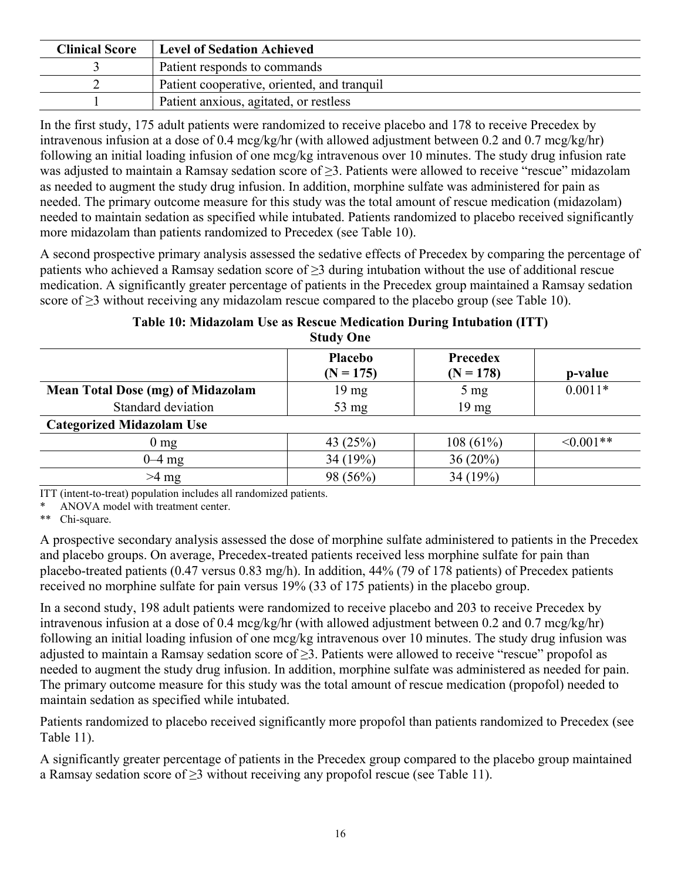| Clinical Score | Level of Sedation Achieved |
|---|---|
| 3 | Patient responds to commands |
| 2 | Patient cooperative, oriented, and tranquil |
| 1 | Patient anxious, agitated, or restless |

In the first study, 175 adult patients were randomized to receive placebo and 178 to receive Precedex by intravenous infusion at a dose of 0.4 mcg/kg/hr (with allowed adjustment between 0.2 and 0.7 mcg/kg/hr) following an initial loading infusion of one mcg/kg intravenous over 10 minutes. The study drug infusion rate was adjusted to maintain a Ramsay sedation score of ≥3. Patients were allowed to receive "rescue" midazolam as needed to augment the study drug infusion. In addition, morphine sulfate was administered for pain as needed. The primary outcome measure for this study was the total amount of rescue medication (midazolam) needed to maintain sedation as specified while intubated. Patients randomized to placebo received significantly more midazolam than patients randomized to Precedex (see Table 10).

A second prospective primary analysis assessed the sedative effects of Precedex by comparing the percentage of patients who achieved a Ramsay sedation score of ≥3 during intubation without the use of additional rescue medication. A significantly greater percentage of patients in the Precedex group maintained a Ramsay sedation score of ≥3 without receiving any midazolam rescue compared to the placebo group (see Table 10).

**Table 10: Midazolam Use as Rescue Medication During Intubation (ITT)**
**Study One**

| | Placebo (N = 175) | Precedex (N = 178) | p-value |
|---|---|---|---|
| **Mean Total Dose (mg) of Midazolam** | 19 mg | 5 mg | 0.0011* |
| Standard deviation | 53 mg | 19 mg | |
| **Categorized Midazolam Use** | | | |
| 0 mg | 43 (25%) | 108 (61%) | <0.001** |
| 0–4 mg | 34 (19%) | 36 (20%) | |
| >4 mg | 98 (56%) | 34 (19%) | |

ITT (intent-to-treat) population includes all randomized patients.

\* ANOVA model with treatment center.

\*\* Chi-square.

A prospective secondary analysis assessed the dose of morphine sulfate administered to patients in the Precedex and placebo groups. On average, Precedex-treated patients received less morphine sulfate for pain than placebo-treated patients (0.47 versus 0.83 mg/h). In addition, 44% (79 of 178 patients) of Precedex patients received no morphine sulfate for pain versus 19% (33 of 175 patients) in the placebo group.

In a second study, 198 adult patients were randomized to receive placebo and 203 to receive Precedex by intravenous infusion at a dose of 0.4 mcg/kg/hr (with allowed adjustment between 0.2 and 0.7 mcg/kg/hr) following an initial loading infusion of one mcg/kg intravenous over 10 minutes. The study drug infusion was adjusted to maintain a Ramsay sedation score of ≥3. Patients were allowed to receive "rescue" propofol as needed to augment the study drug infusion. In addition, morphine sulfate was administered as needed for pain. The primary outcome measure for this study was the total amount of rescue medication (propofol) needed to maintain sedation as specified while intubated.

Patients randomized to placebo received significantly more propofol than patients randomized to Precedex (see Table 11).

A significantly greater percentage of patients in the Precedex group compared to the placebo group maintained a Ramsay sedation score of ≥3 without receiving any propofol rescue (see Table 11).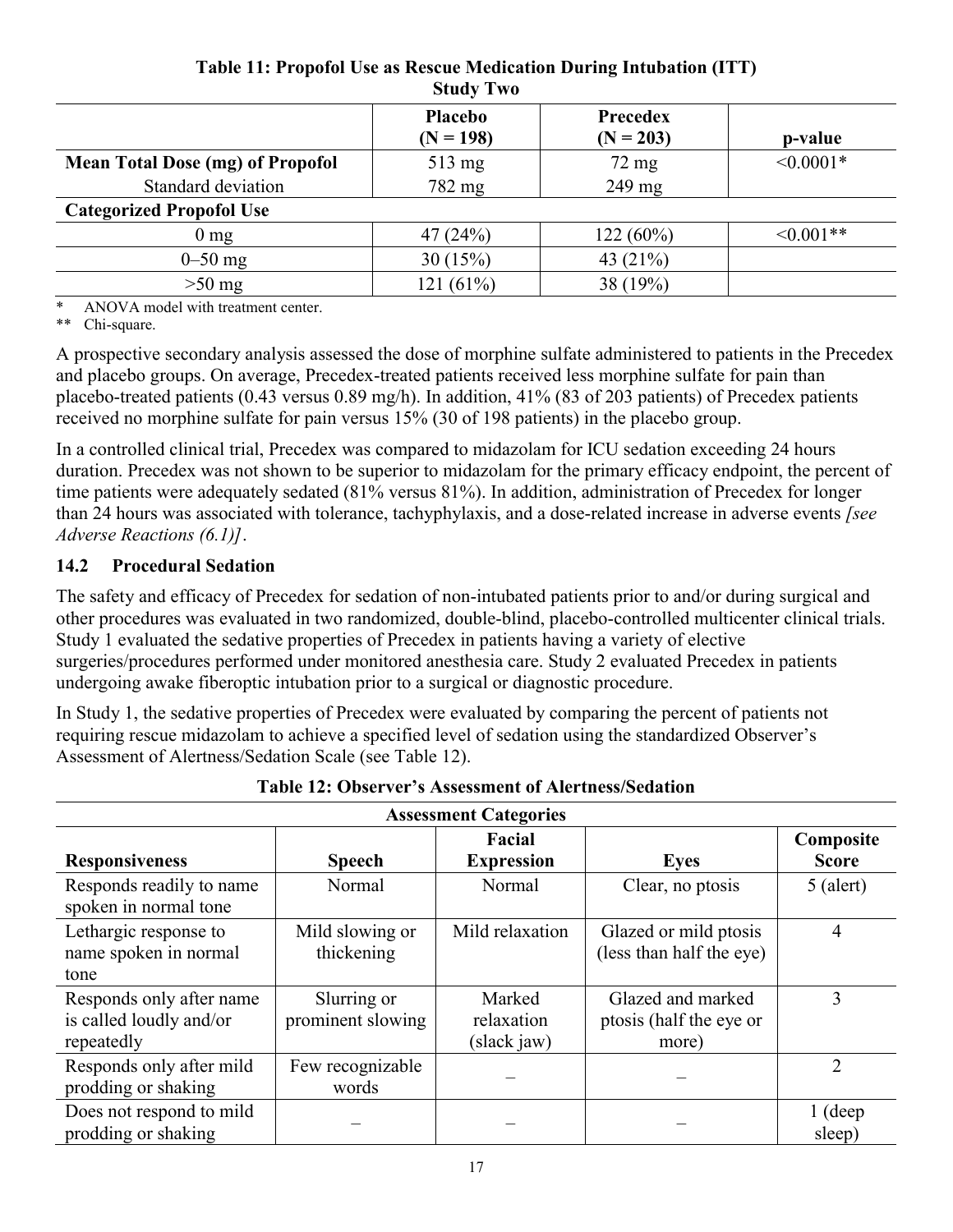**Table 11: Propofol Use as Rescue Medication During Intubation (ITT)**
**Study Two**

| | Placebo (N = 198) | Precedex (N = 203) | p-value |
|---|---|---|---|
| **Mean Total Dose (mg) of Propofol** | 513 mg | 72 mg | <0.0001* |
| Standard deviation | 782 mg | 249 mg | |
| **Categorized Propofol Use** | | | |
| 0 mg | 47 (24%) | 122 (60%) | <0.001** |
| 0–50 mg | 30 (15%) | 43 (21%) | |
| >50 mg | 121 (61%) | 38 (19%) | |

\* ANOVA model with treatment center.
\*\* Chi-square.

A prospective secondary analysis assessed the dose of morphine sulfate administered to patients in the Precedex and placebo groups. On average, Precedex-treated patients received less morphine sulfate for pain than placebo-treated patients (0.43 versus 0.89 mg/h). In addition, 41% (83 of 203 patients) of Precedex patients received no morphine sulfate for pain versus 15% (30 of 198 patients) in the placebo group.

In a controlled clinical trial, Precedex was compared to midazolam for ICU sedation exceeding 24 hours duration. Precedex was not shown to be superior to midazolam for the primary efficacy endpoint, the percent of time patients were adequately sedated (81% versus 81%). In addition, administration of Precedex for longer than 24 hours was associated with tolerance, tachyphylaxis, and a dose-related increase in adverse events *[see Adverse Reactions (6.1)]*.

### 14.2 Procedural Sedation

The safety and efficacy of Precedex for sedation of non-intubated patients prior to and/or during surgical and other procedures was evaluated in two randomized, double-blind, placebo-controlled multicenter clinical trials. Study 1 evaluated the sedative properties of Precedex in patients having a variety of elective surgeries/procedures performed under monitored anesthesia care. Study 2 evaluated Precedex in patients undergoing awake fiberoptic intubation prior to a surgical or diagnostic procedure.

In Study 1, the sedative properties of Precedex were evaluated by comparing the percent of patients not requiring rescue midazolam to achieve a specified level of sedation using the standardized Observer's Assessment of Alertness/Sedation Scale (see Table 12).

**Table 12: Observer's Assessment of Alertness/Sedation**

| Assessment Categories | | | | |
|---|---|---|---|---|
| **Responsiveness** | **Speech** | **Facial Expression** | **Eyes** | **Composite Score** |
| Responds readily to name spoken in normal tone | Normal | Normal | Clear, no ptosis | 5 (alert) |
| Lethargic response to name spoken in normal tone | Mild slowing or thickening | Mild relaxation | Glazed or mild ptosis (less than half the eye) | 4 |
| Responds only after name is called loudly and/or repeatedly | Slurring or prominent slowing | Marked relaxation (slack jaw) | Glazed and marked ptosis (half the eye or more) | 3 |
| Responds only after mild prodding or shaking | Few recognizable words | – | – | 2 |
| Does not respond to mild prodding or shaking | – | – | – | 1 (deep sleep) |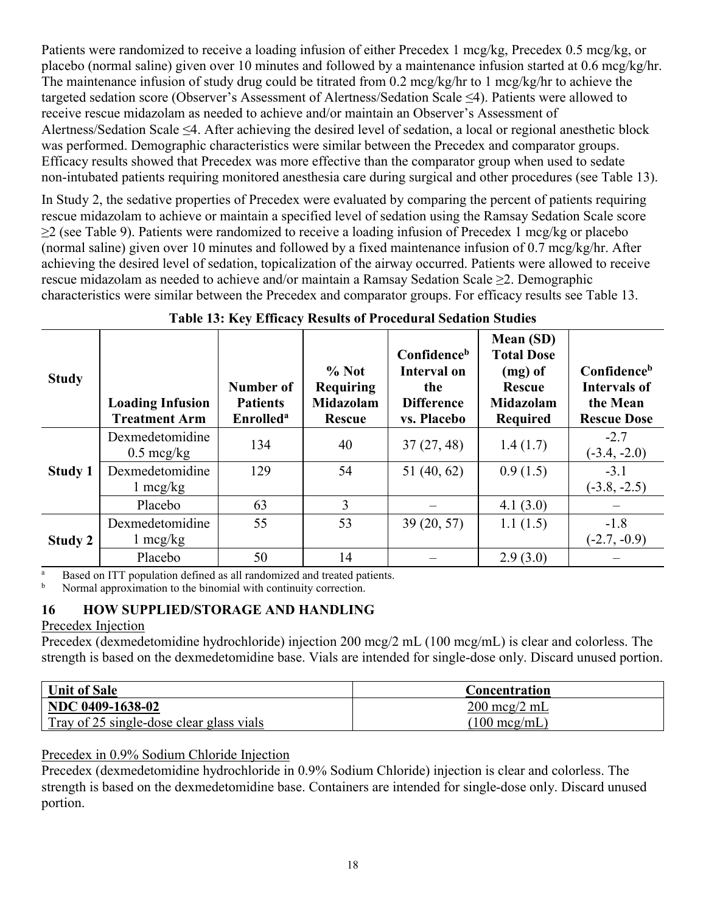Patients were randomized to receive a loading infusion of either Precedex 1 mcg/kg, Precedex 0.5 mcg/kg, or placebo (normal saline) given over 10 minutes and followed by a maintenance infusion started at 0.6 mcg/kg/hr. The maintenance infusion of study drug could be titrated from 0.2 mcg/kg/hr to 1 mcg/kg/hr to achieve the targeted sedation score (Observer's Assessment of Alertness/Sedation Scale ≤4). Patients were allowed to receive rescue midazolam as needed to achieve and/or maintain an Observer's Assessment of Alertness/Sedation Scale ≤4. After achieving the desired level of sedation, a local or regional anesthetic block was performed. Demographic characteristics were similar between the Precedex and comparator groups. Efficacy results showed that Precedex was more effective than the comparator group when used to sedate non-intubated patients requiring monitored anesthesia care during surgical and other procedures (see Table 13).

In Study 2, the sedative properties of Precedex were evaluated by comparing the percent of patients requiring rescue midazolam to achieve or maintain a specified level of sedation using the Ramsay Sedation Scale score ≥2 (see Table 9). Patients were randomized to receive a loading infusion of Precedex 1 mcg/kg or placebo (normal saline) given over 10 minutes and followed by a fixed maintenance infusion of 0.7 mcg/kg/hr. After achieving the desired level of sedation, topicalization of the airway occurred. Patients were allowed to receive rescue midazolam as needed to achieve and/or maintain a Ramsay Sedation Scale ≥2. Demographic characteristics were similar between the Precedex and comparator groups. For efficacy results see Table 13.

**Table 13: Key Efficacy Results of Procedural Sedation Studies**

| Study | Loading Infusion Treatment Arm | Number of Patients Enrolled[a] | % Not Requiring Midazolam Rescue | Confidence[b] Interval on the Difference vs. Placebo | Mean (SD) Total Dose (mg) of Rescue Midazolam Required | Confidence[b] Intervals of the Mean Rescue Dose |
|---|---|---|---|---|---|---|
| Study 1 | Dexmedetomidine 0.5 mcg/kg | 134 | 40 | 37 (27, 48) | 1.4 (1.7) | -2.7 (-3.4, -2.0) |
| | Dexmedetomidine 1 mcg/kg | 129 | 54 | 51 (40, 62) | 0.9 (1.5) | -3.1 (-3.8, -2.5) |
| | Placebo | 63 | 3 | – | 4.1 (3.0) | – |
| Study 2 | Dexmedetomidine 1 mcg/kg | 55 | 53 | 39 (20, 57) | 1.1 (1.5) | -1.8 (-2.7, -0.9) |
| | Placebo | 50 | 14 | – | 2.9 (3.0) | – |

[a] Based on ITT population defined as all randomized and treated patients.
[b] Normal approximation to the binomial with continuity correction.

## 16 HOW SUPPLIED/STORAGE AND HANDLING

Precedex Injection

Precedex (dexmedetomidine hydrochloride) injection 200 mcg/2 mL (100 mcg/mL) is clear and colorless. The strength is based on the dexmedetomidine base. Vials are intended for single-dose only. Discard unused portion.

| Unit of Sale | Concentration |
|---|---|
| NDC 0409-1638-02<br>Tray of 25 single-dose clear glass vials | 200 mcg/2 mL<br>(100 mcg/mL) |

Precedex in 0.9% Sodium Chloride Injection

Precedex (dexmedetomidine hydrochloride in 0.9% Sodium Chloride) injection is clear and colorless. The strength is based on the dexmedetomidine base. Containers are intended for single-dose only. Discard unused portion.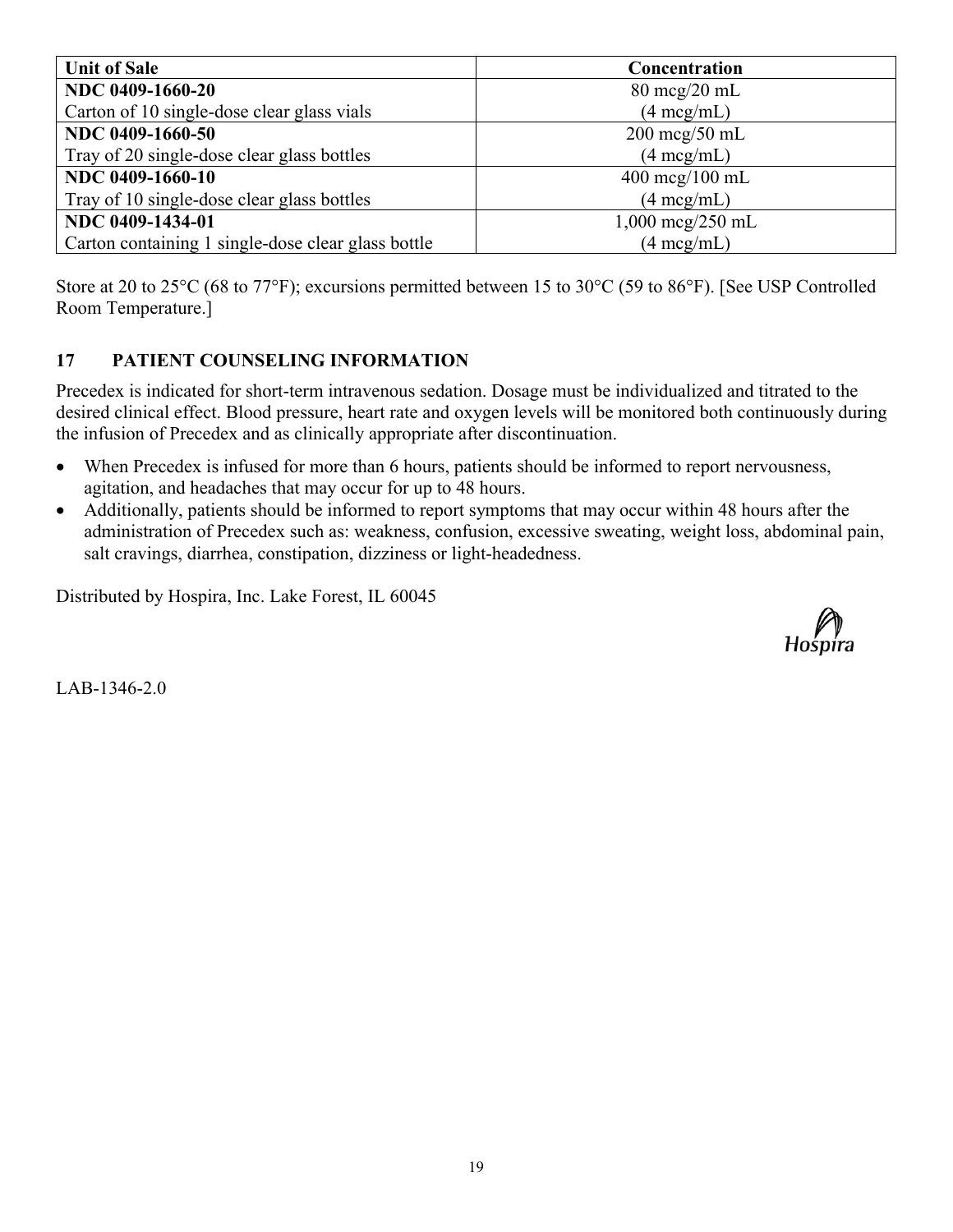| Unit of Sale | Concentration |
|---|---|
| **NDC 0409-1660-20**<br>Carton of 10 single-dose clear glass vials | 80 mcg/20 mL<br>(4 mcg/mL) |
| **NDC 0409-1660-50**<br>Tray of 20 single-dose clear glass bottles | 200 mcg/50 mL<br>(4 mcg/mL) |
| **NDC 0409-1660-10**<br>Tray of 10 single-dose clear glass bottles | 400 mcg/100 mL<br>(4 mcg/mL) |
| **NDC 0409-1434-01**<br>Carton containing 1 single-dose clear glass bottle | 1,000 mcg/250 mL<br>(4 mcg/mL) |

Store at 20 to 25°C (68 to 77°F); excursions permitted between 15 to 30°C (59 to 86°F). [See USP Controlled Room Temperature.]

## 17 PATIENT COUNSELING INFORMATION

Precedex is indicated for short-term intravenous sedation. Dosage must be individualized and titrated to the desired clinical effect. Blood pressure, heart rate and oxygen levels will be monitored both continuously during the infusion of Precedex and as clinically appropriate after discontinuation.

- When Precedex is infused for more than 6 hours, patients should be informed to report nervousness, agitation, and headaches that may occur for up to 48 hours.
- Additionally, patients should be informed to report symptoms that may occur within 48 hours after the administration of Precedex such as: weakness, confusion, excessive sweating, weight loss, abdominal pain, salt cravings, diarrhea, constipation, dizziness or light-headedness.

Distributed by Hospira, Inc. Lake Forest, IL 60045

Hospira

LAB-1346-2.0